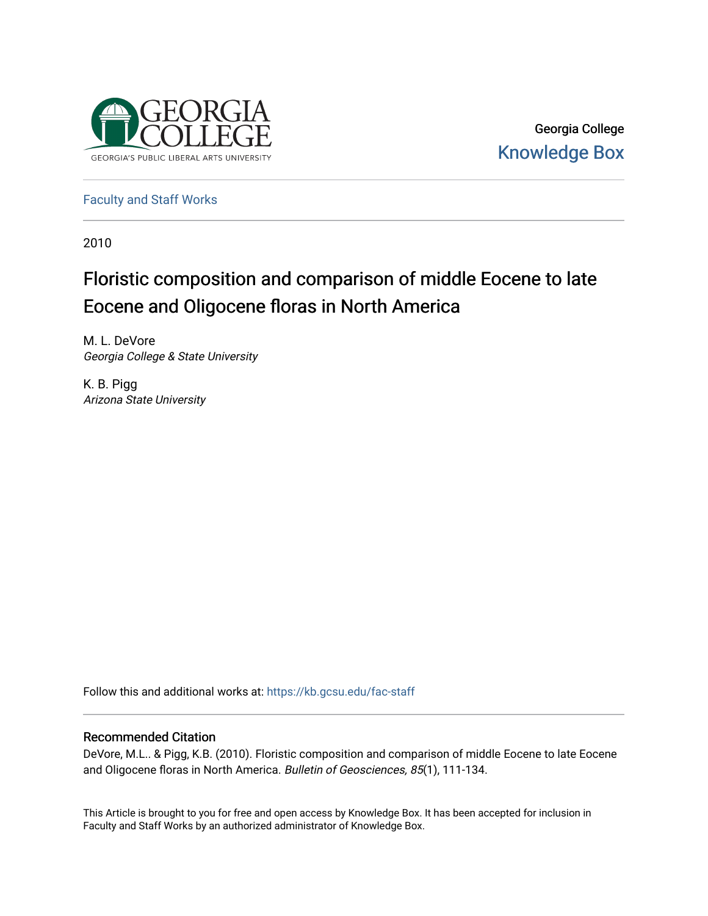Georgia College

Knowledge Box

Faculty and Staff Works

2010

# Floristic composition and comparison of middle Eocene to late Eocene and Oligocene floras in North America

M. L. DeVore
*Georgia College & State University*

K. B. Pigg
*Arizona State University*

Follow this and additional works at: https://kb.gcsu.edu/fac-staff

## Recommended Citation

DeVore, M.L.. & Pigg, K.B. (2010). Floristic composition and comparison of middle Eocene to late Eocene and Oligocene floras in North America. *Bulletin of Geosciences, 85*(1), 111-134.

This Article is brought to you for free and open access by Knowledge Box. It has been accepted for inclusion in Faculty and Staff Works by an authorized administrator of Knowledge Box.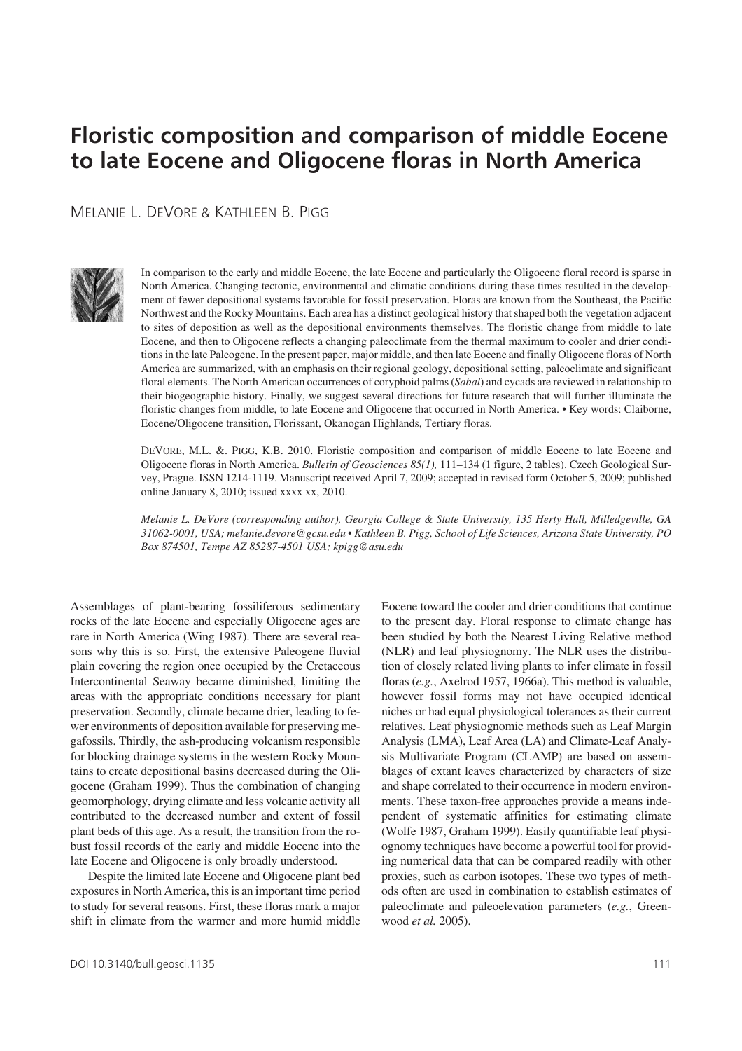# Floristic composition and comparison of middle Eocene to late Eocene and Oligocene floras in North America

MELANIE L. DEVORE & KATHLEEN B. PIGG

In comparison to the early and middle Eocene, the late Eocene and particularly the Oligocene floral record is sparse in North America. Changing tectonic, environmental and climatic conditions during these times resulted in the development of fewer depositional systems favorable for fossil preservation. Floras are known from the Southeast, the Pacific Northwest and the Rocky Mountains. Each area has a distinct geological history that shaped both the vegetation adjacent to sites of deposition as well as the depositional environments themselves. The floristic change from middle to late Eocene, and then to Oligocene reflects a changing paleoclimate from the thermal maximum to cooler and drier conditions in the late Paleogene. In the present paper, major middle, and then late Eocene and finally Oligocene floras of North America are summarized, with an emphasis on their regional geology, depositional setting, paleoclimate and significant floral elements. The North American occurrences of coryphoid palms (*Sabal*) and cycads are reviewed in relationship to their biogeographic history. Finally, we suggest several directions for future research that will further illuminate the floristic changes from middle, to late Eocene and Oligocene that occurred in North America. • Key words: Claiborne, Eocene/Oligocene transition, Florissant, Okanogan Highlands, Tertiary floras.

DEVORE, M.L. &. PIGG, K.B. 2010. Floristic composition and comparison of middle Eocene to late Eocene and Oligocene floras in North America. *Bulletin of Geosciences 85(1),* 111–134 (1 figure, 2 tables). Czech Geological Survey, Prague. ISSN 1214-1119. Manuscript received April 7, 2009; accepted in revised form October 5, 2009; published online January 8, 2010; issued xxxx xx, 2010.

*Melanie L. DeVore (corresponding author), Georgia College & State University, 135 Herty Hall, Milledgeville, GA 31062-0001, USA; melanie.devore@gcsu.edu • Kathleen B. Pigg, School of Life Sciences, Arizona State University, PO Box 874501, Tempe AZ 85287-4501 USA; kpigg@asu.edu*

Assemblages of plant-bearing fossiliferous sedimentary rocks of the late Eocene and especially Oligocene ages are rare in North America (Wing 1987). There are several reasons why this is so. First, the extensive Paleogene fluvial plain covering the region once occupied by the Cretaceous Intercontinental Seaway became diminished, limiting the areas with the appropriate conditions necessary for plant preservation. Secondly, climate became drier, leading to fewer environments of deposition available for preserving megafossils. Thirdly, the ash-producing volcanism responsible for blocking drainage systems in the western Rocky Mountains to create depositional basins decreased during the Oligocene (Graham 1999). Thus the combination of changing geomorphology, drying climate and less volcanic activity all contributed to the decreased number and extent of fossil plant beds of this age. As a result, the transition from the robust fossil records of the early and middle Eocene into the late Eocene and Oligocene is only broadly understood.

Despite the limited late Eocene and Oligocene plant bed exposures in North America, this is an important time period to study for several reasons. First, these floras mark a major shift in climate from the warmer and more humid middle Eocene toward the cooler and drier conditions that continue to the present day. Floral response to climate change has been studied by both the Nearest Living Relative method (NLR) and leaf physiognomy. The NLR uses the distribution of closely related living plants to infer climate in fossil floras (*e.g.*, Axelrod 1957, 1966a). This method is valuable, however fossil forms may not have occupied identical niches or had equal physiological tolerances as their current relatives. Leaf physiognomic methods such as Leaf Margin Analysis (LMA), Leaf Area (LA) and Climate-Leaf Analysis Multivariate Program (CLAMP) are based on assemblages of extant leaves characterized by characters of size and shape correlated to their occurrence in modern environments. These taxon-free approaches provide a means independent of systematic affinities for estimating climate (Wolfe 1987, Graham 1999). Easily quantifiable leaf physiognomy techniques have become a powerful tool for providing numerical data that can be compared readily with other proxies, such as carbon isotopes. These two types of methods often are used in combination to establish estimates of paleoclimate and paleoelevation parameters (*e.g.*, Greenwood *et al.* 2005).

DOI 10.3140/bull.geosci.1135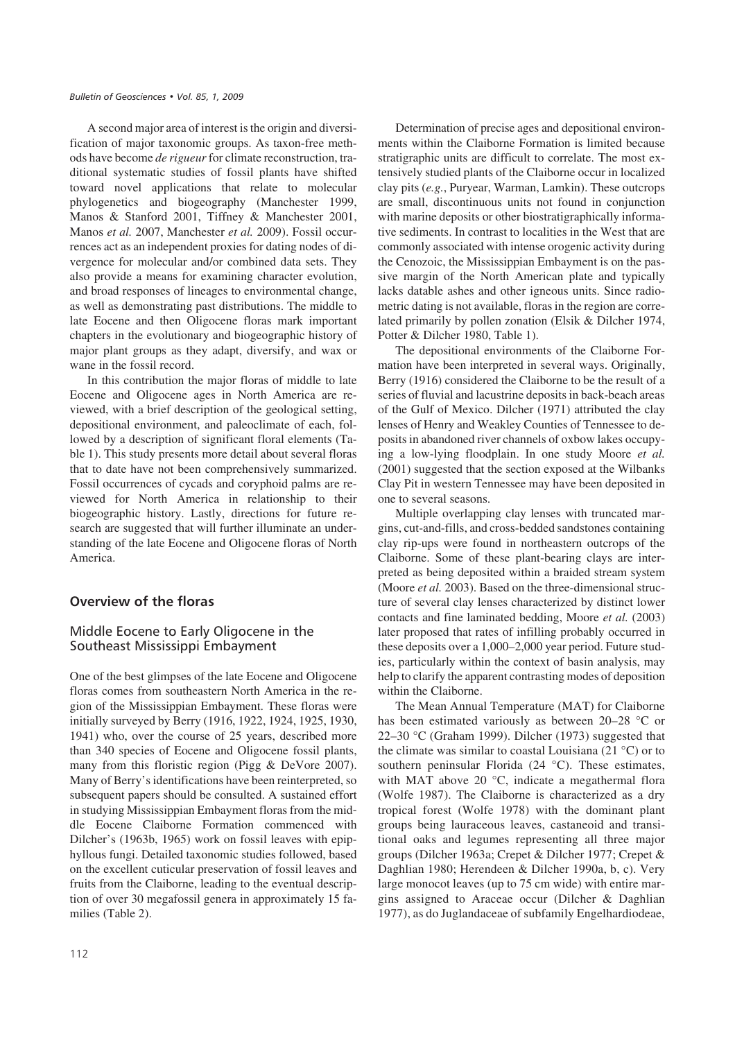A second major area of interest is the origin and diversification of major taxonomic groups. As taxon-free methods have become *de rigueur* for climate reconstruction, traditional systematic studies of fossil plants have shifted toward novel applications that relate to molecular phylogenetics and biogeography (Manchester 1999, Manos & Stanford 2001, Tiffney & Manchester 2001, Manos *et al.* 2007, Manchester *et al.* 2009). Fossil occurrences act as an independent proxies for dating nodes of divergence for molecular and/or combined data sets. They also provide a means for examining character evolution, and broad responses of lineages to environmental change, as well as demonstrating past distributions. The middle to late Eocene and then Oligocene floras mark important chapters in the evolutionary and biogeographic history of major plant groups as they adapt, diversify, and wax or wane in the fossil record.

In this contribution the major floras of middle to late Eocene and Oligocene ages in North America are reviewed, with a brief description of the geological setting, depositional environment, and paleoclimate of each, followed by a description of significant floral elements (Table 1). This study presents more detail about several floras that to date have not been comprehensively summarized. Fossil occurrences of cycads and coryphoid palms are reviewed for North America in relationship to their biogeographic history. Lastly, directions for future research are suggested that will further illuminate an understanding of the late Eocene and Oligocene floras of North America.

## Overview of the floras

### Middle Eocene to Early Oligocene in the Southeast Mississippi Embayment

One of the best glimpses of the late Eocene and Oligocene floras comes from southeastern North America in the region of the Mississippian Embayment. These floras were initially surveyed by Berry (1916, 1922, 1924, 1925, 1930, 1941) who, over the course of 25 years, described more than 340 species of Eocene and Oligocene fossil plants, many from this floristic region (Pigg & DeVore 2007). Many of Berry's identifications have been reinterpreted, so subsequent papers should be consulted. A sustained effort in studying Mississippian Embayment floras from the middle Eocene Claiborne Formation commenced with Dilcher's (1963b, 1965) work on fossil leaves with epiphyllous fungi. Detailed taxonomic studies followed, based on the excellent cuticular preservation of fossil leaves and fruits from the Claiborne, leading to the eventual description of over 30 megafossil genera in approximately 15 families (Table 2).

Determination of precise ages and depositional environments within the Claiborne Formation is limited because stratigraphic units are difficult to correlate. The most extensively studied plants of the Claiborne occur in localized clay pits (*e.g.*, Puryear, Warman, Lamkin). These outcrops are small, discontinuous units not found in conjunction with marine deposits or other biostratigraphically informative sediments. In contrast to localities in the West that are commonly associated with intense orogenic activity during the Cenozoic, the Mississippian Embayment is on the passive margin of the North American plate and typically lacks datable ashes and other igneous units. Since radiometric dating is not available, floras in the region are correlated primarily by pollen zonation (Elsik & Dilcher 1974, Potter & Dilcher 1980, Table 1).

The depositional environments of the Claiborne Formation have been interpreted in several ways. Originally, Berry (1916) considered the Claiborne to be the result of a series of fluvial and lacustrine deposits in back-beach areas of the Gulf of Mexico. Dilcher (1971) attributed the clay lenses of Henry and Weakley Counties of Tennessee to deposits in abandoned river channels of oxbow lakes occupying a low-lying floodplain. In one study Moore *et al.* (2001) suggested that the section exposed at the Wilbanks Clay Pit in western Tennessee may have been deposited in one to several seasons.

Multiple overlapping clay lenses with truncated margins, cut-and-fills, and cross-bedded sandstones containing clay rip-ups were found in northeastern outcrops of the Claiborne. Some of these plant-bearing clays are interpreted as being deposited within a braided stream system (Moore *et al.* 2003). Based on the three-dimensional structure of several clay lenses characterized by distinct lower contacts and fine laminated bedding, Moore *et al.* (2003) later proposed that rates of infilling probably occurred in these deposits over a 1,000–2,000 year period. Future studies, particularly within the context of basin analysis, may help to clarify the apparent contrasting modes of deposition within the Claiborne.

The Mean Annual Temperature (MAT) for Claiborne has been estimated variously as between 20–28 °C or 22–30 °C (Graham 1999). Dilcher (1973) suggested that the climate was similar to coastal Louisiana (21 °C) or to southern peninsular Florida (24 °C). These estimates, with MAT above 20 °C, indicate a megathermal flora (Wolfe 1987). The Claiborne is characterized as a dry tropical forest (Wolfe 1978) with the dominant plant groups being lauraceous leaves, castaneoid and transitional oaks and legumes representing all three major groups (Dilcher 1963a; Crepet & Dilcher 1977; Crepet & Daghlian 1980; Herendeen & Dilcher 1990a, b, c). Very large monocot leaves (up to 75 cm wide) with entire margins assigned to Araceae occur (Dilcher & Daghlian 1977), as do Juglandaceae of subfamily Engelhardiodeae,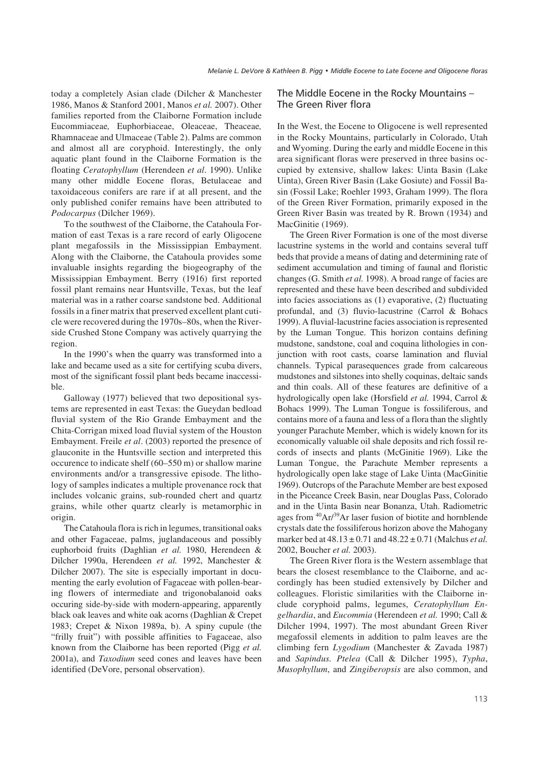today a completely Asian clade (Dilcher & Manchester 1986, Manos & Stanford 2001, Manos *et al.* 2007). Other families reported from the Claiborne Formation include Eucommiaceae, Euphorbiaceae, Oleaceae, Theaceae, Rhamnaceae and Ulmaceae (Table 2). Palms are common and almost all are coryphoid. Interestingly, the only aquatic plant found in the Claiborne Formation is the floating *Ceratophyllum* (Herendeen *et al*. 1990). Unlike many other middle Eocene floras, Betulaceae and taxoidaceous conifers are rare if at all present, and the only published conifer remains have been attributed to *Podocarpus* (Dilcher 1969).

To the southwest of the Claiborne, the Catahoula Formation of east Texas is a rare record of early Oligocene plant megafossils in the Mississippian Embayment. Along with the Claiborne, the Catahoula provides some invaluable insights regarding the biogeography of the Mississippian Embayment. Berry (1916) first reported fossil plant remains near Huntsville, Texas, but the leaf material was in a rather coarse sandstone bed. Additional fossils in a finer matrix that preserved excellent plant cuticle were recovered during the 1970s–80s, when the Riverside Crushed Stone Company was actively quarrying the region.

In the 1990's when the quarry was transformed into a lake and became used as a site for certifying scuba divers, most of the significant fossil plant beds became inaccessible.

Galloway (1977) believed that two depositional systems are represented in east Texas: the Gueydan bedload fluvial system of the Rio Grande Embayment and the Chita-Corrigan mixed load fluvial system of the Houston Embayment. Freile *et al*. (2003) reported the presence of glauconite in the Huntsville section and interpreted this occurence to indicate shelf (60–550 m) or shallow marine environments and/or a transgressive episode. The lithology of samples indicates a multiple provenance rock that includes volcanic grains, sub-rounded chert and quartz grains, while other quartz clearly is metamorphic in origin.

The Catahoula flora is rich in legumes, transitional oaks and other Fagaceae, palms, juglandaceous and possibly euphorboid fruits (Daghlian *et al.* 1980, Herendeen & Dilcher 1990a, Herendeen *et al.* 1992, Manchester & Dilcher 2007). The site is especially important in documenting the early evolution of Fagaceae with pollen-bearing flowers of intermediate and trigonobalanoid oaks occuring side-by-side with modern-appearing, apparently black oak leaves and white oak acorns (Daghlian & Crepet 1983; Crepet & Nixon 1989a, b). A spiny cupule (the "frilly fruit") with possible affinities to Fagaceae, also known from the Claiborne has been reported (Pigg *et al.* 2001a), and *Taxodium* seed cones and leaves have been identified (DeVore, personal observation).

## The Middle Eocene in the Rocky Mountains – The Green River flora

In the West, the Eocene to Oligocene is well represented in the Rocky Mountains, particularly in Colorado, Utah and Wyoming. During the early and middle Eocene in this area significant floras were preserved in three basins occupied by extensive, shallow lakes: Uinta Basin (Lake Uinta), Green River Basin (Lake Gosiute) and Fossil Basin (Fossil Lake; Roehler 1993, Graham 1999). The flora of the Green River Formation, primarily exposed in the Green River Basin was treated by R. Brown (1934) and MacGinitie (1969).

The Green River Formation is one of the most diverse lacustrine systems in the world and contains several tuff beds that provide a means of dating and determining rate of sediment accumulation and timing of faunal and floristic changes (G. Smith *et al.* 1998). A broad range of facies are represented and these have been described and subdivided into facies associations as (1) evaporative, (2) fluctuating profundal, and (3) fluvio-lacustrine (Carrol & Bohacs 1999). A fluvial-lacustrine facies association is represented by the Luman Tongue. This horizon contains defining mudstone, sandstone, coal and coquina lithologies in conjunction with root casts, coarse lamination and fluvial channels. Typical parasequences grade from calcareous mudstones and silstones into shelly coquinas, deltaic sands and thin coals. All of these features are definitive of a hydrologically open lake (Horsfield *et al.* 1994, Carrol & Bohacs 1999). The Luman Tongue is fossiliferous, and contains more of a fauna and less of a flora than the slightly younger Parachute Member, which is widely known for its economically valuable oil shale deposits and rich fossil records of insects and plants (McGinitie 1969). Like the Luman Tongue, the Parachute Member represents a hydrologically open lake stage of Lake Uinta (MacGinitie 1969). Outcrops of the Parachute Member are best exposed in the Piceance Creek Basin, near Douglas Pass, Colorado and in the Uinta Basin near Bonanza, Utah. Radiometric ages from $^{40}Ar/^{39}Ar$ laser fusion of biotite and hornblende crystals date the fossiliferous horizon above the Mahogany marker bed at $48.13 \pm 0.71$ and $48.22 \pm 0.71$ (Malchus *et al.* 2002, Boucher *et al.* 2003).

The Green River flora is the Western assemblage that bears the closest resemblance to the Claiborne, and accordingly has been studied extensively by Dilcher and colleagues. Floristic similarities with the Claiborne include coryphoid palms, legumes, *Ceratophyllum Engelhardia*, and *Eucommia* (Herendeen *et al.* 1990; Call & Dilcher 1994, 1997). The most abundant Green River megafossil elements in addition to palm leaves are the climbing fern *Lygodium* (Manchester & Zavada 1987) and *Sapindus. Ptelea* (Call & Dilcher 1995), *Typha*, *Musophyllum*, and *Zingiberopsis* are also common, and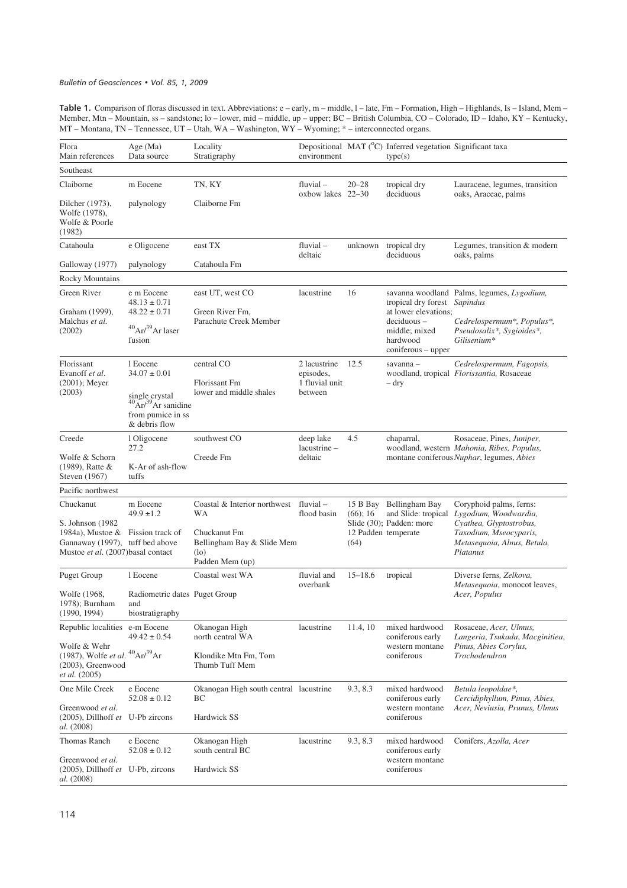**Table 1.** Comparison of floras discussed in text. Abbreviations: e – early, m – middle, l – late, Fm – Formation, High – Highlands, Is – Island, Mem – Member, Mtn – Mountain, ss – sandstone; lo – lower, mid – middle, up – upper; BC – British Columbia, CO – Colorado, ID – Idaho, KY – Kentucky, MT – Montana, TN – Tennessee, UT – Utah, WA – Washington, WY – Wyoming; * – interconnected organs.

| Flora<br>Main references | Age (Ma)<br>Data source | Locality<br>Stratigraphy | Depositional environment | MAT (°C) | Inferred vegetation type(s) | Significant taxa |
|---|---|---|---|---|---|---|
| **Southeast** | | | | | | |
| Claiborne<br>Dilcher (1973), Wolfe (1978), Wolfe & Poorle (1982) | m Eocene<br>palynology | TN, KY<br>Claiborne Fm | fluvial – oxbow lakes | 20–28<br>22–30 | tropical dry deciduous | Lauraceae, legumes, transition oaks, Araceae, palms |
| Catahoula<br>Galloway (1977) | e Oligocene<br>palynology | east TX<br>Catahoula Fm | fluvial – deltaic | unknown | tropical dry deciduous | Legumes, transition & modern oaks, palms |
| **Rocky Mountains** | | | | | | |
| Green River<br>Graham (1999), Malchus *et al.* (2002) | e m Eocene<br>48.13 ± 0.71<br>48.22 ± 0.71<br>$^{40}Ar/^{39}Ar$ laser fusion | east UT, west CO<br>Green River Fm, Parachute Creek Member | lacustrine | 16 | savanna woodland tropical dry forest at lower elevations; deciduous – middle; mixed hardwood coniferous – upper | Palms, legumes, *Lygodium, Sapindus*<br>*Cedrelospermum\*, Populus\*, Pseudosalix\*, Sygioides\*, Gilisenium\** |
| Florissant<br>Evanoff *et al.* (2001); Meyer (2003) | l Eocene<br>34.07 ± 0.01<br>single crystal $^{40}Ar/^{39}Ar$ sanidine from pumice in ss & debris flow | central CO<br>Florissant Fm lower and middle shales | 2 lacustrine episodes, 1 fluvial unit between | 12.5 | savanna – woodland, tropical – dry | *Cedrelospermum, Fagopsis, Florissantia,* Rosaceae |
| Creede<br>Wolfe & Schorn (1989), Ratte & Steven (1967) | l Oligocene<br>27.2<br>K-Ar of ash-flow tuffs | southwest CO<br>Creede Fm | deep lake lacustrine – deltaic | 4.5 | chaparral, woodland, western montane coniferous | Rosaceae, Pines, *Juniper, Mahonia, Ribes, Populus, Nuphar*, legumes, *Abies* |
| **Pacific northwest** | | | | | | |
| Chuckanut<br>S. Johnson (1982 1984a), Mustoe & Gannaway (1997), Mustoe *et al.* (2007) | m Eocene<br>49.9 ±1.2<br>Fission track of tuff bed above basal contact | Coastal & Interior northwest WA<br>Chuckanut Fm Bellingham Bay & Slide Mem (lo) Padden Mem (up) | fluvial – flood basin | 15 B Bay (66); 16 Slide (30); 12 Padden (64) | Bellingham Bay and Slide: tropical Padden: more temperate | Coryphoid palms, ferns: *Lygodium, Woodwardia, Cyathea, Glyptostrobus, Taxodium, Mseocyparis, Metasequoia, Alnus, Betula, Platanus* |
| Puget Group<br>Wolfe (1968, 1978); Burnham (1990, 1994) | l Eocene<br>Radiometric dates and biostratigraphy | Coastal west WA<br>Puget Group | fluvial and overbank | 15–18.6 | tropical | Diverse ferns, *Zelkova, Metasequoia*, monocot leaves, *Acer, Populus* |
| Republic localities<br>Wolfe & Wehr (1987), Wolfe *et al.* (2003), Greenwood *et al.* (2005) | e-m Eocene<br>49.42 ± 0.54<br>$^{40}Ar/^{39}Ar$ | Okanogan High north central WA<br>Klondike Mtn Fm, Tom Thumb Tuff Mem | lacustrine | 11.4, 10 | mixed hardwood coniferous early western montane coniferous | Rosaceae, *Acer, Ulmus, Langeria, Tsukada, Macginitiea, Pinus, Abies Corylus, Trochodendron* |
| One Mile Creek<br>Greenwood *et al.* (2005), Dillhoff *et al.* (2008) | e Eocene<br>52.08 ± 0.12<br>U-Pb zircons | Okanogan High south central BC<br>Hardwick SS | lacustrine | 9.3, 8.3 | mixed hardwood coniferous early western montane coniferous | *Betula leopoldae\*, Cercidiphyllum, Pinus, Abies, Acer, Neviusia, Prunus, Ulmus* |
| Thomas Ranch<br>Greenwood *et al.* (2005), Dillhoff *et al.* (2008) | e Eocene<br>52.08 ± 0.12<br>U-Pb, zircons | Okanogan High south central BC<br>Hardwick SS | lacustrine | 9.3, 8.3 | mixed hardwood coniferous early western montane coniferous | Conifers, *Azolla, Acer* |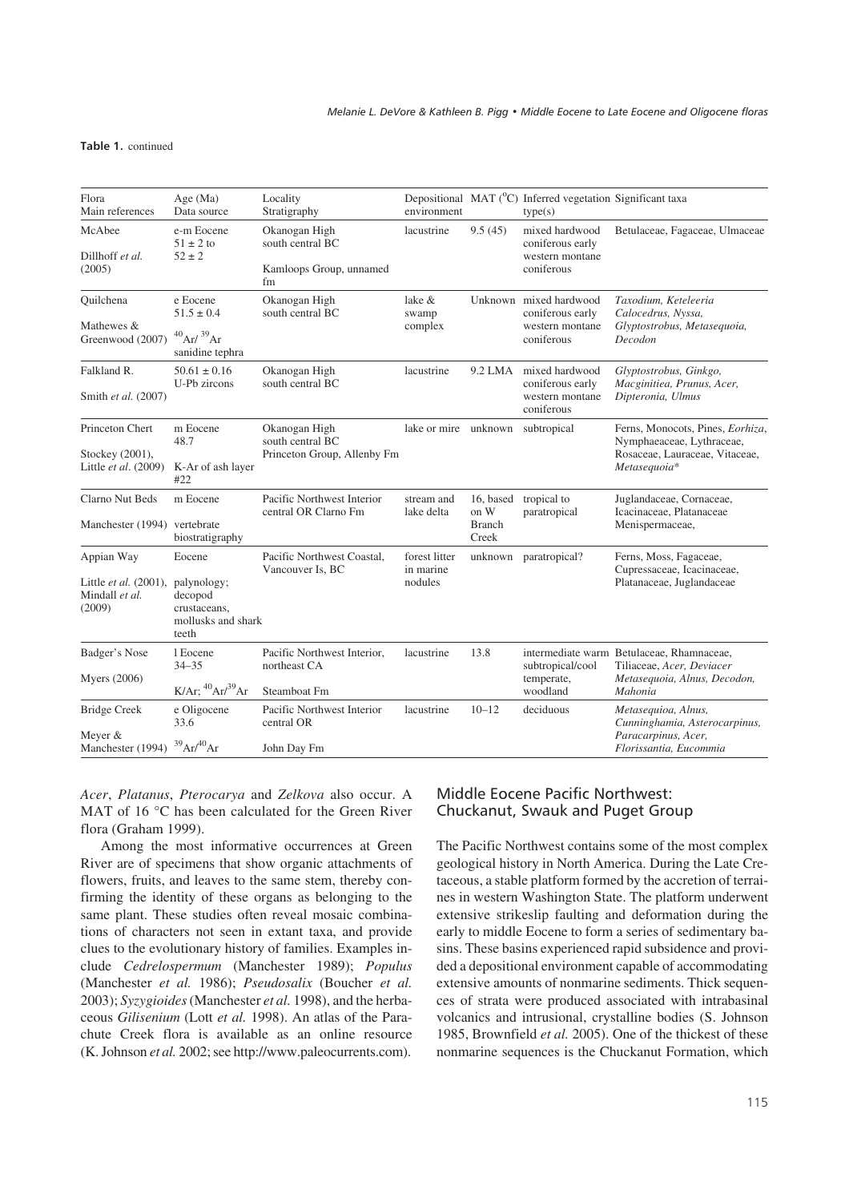**Table 1.** continued

| Flora<br>Main references | Age (Ma)<br>Data source | Locality<br>Stratigraphy | Depositional environment | MAT (°C) | Inferred vegetation type(s) | Significant taxa |
|---|---|---|---|---|---|---|
| McAbee<br>Dillhoff *et al.* (2005) | e-m Eocene<br>51 ± 2 to 52 ± 2 | Okanogan High south central BC<br>Kamloops Group, unnamed fm | lacustrine | 9.5 (45) | mixed hardwood coniferous early western montane coniferous | Betulaceae, Fagaceae, Ulmaceae |
| Quilchena<br>Mathewes & Greenwood (2007) | e Eocene<br>51.5 ± 0.4<br>$^{40}Ar/^{39}Ar$ sanidine tephra | Okanogan High south central BC | lake & swamp complex | Unknown | mixed hardwood coniferous early western montane coniferous | *Taxodium, Keteleeria Calocedrus, Nyssa, Glyptostrobus, Metasequoia, Decodon* |
| Falkland R.<br>Smith *et al.* (2007) | 50.61 ± 0.16<br>U-Pb zircons | Okanogan High south central BC | lacustrine | 9.2 LMA | mixed hardwood coniferous early western montane coniferous | *Glyptostrobus, Ginkgo, Macginitiea, Prunus, Acer, Dipteronia, Ulmus* |
| Princeton Chert<br>Stockey (2001), Little *et al.* (2009) | m Eocene<br>48.7<br>K-Ar of ash layer #22 | Okanogan High south central BC<br>Princeton Group, Allenby Fm | lake or mire | unknown | subtropical | Ferns, Monocots, Pines, *Eorhiza*, Nymphaeaceae, Lythraceae, Rosaceae, Lauraceae, Vitaceae, *Metasequoia*\* |
| Clarno Nut Beds<br>Manchester (1994) | m Eocene<br>vertebrate biostratigraphy | Pacific Northwest Interior central OR Clarno Fm | stream and lake delta | 16, based on W Branch Creek | tropical to paratropical | Juglandaceae, Cornaceae, Icacinaceae, Platanaceae Menispermaceae, |
| Appian Way<br>Little *et al.* (2001), Mindall *et al.* (2009) | Eocene<br>palynology; decopod crustaceans, mollusks and shark teeth | Pacific Northwest Coastal, Vancouver Is, BC | forest litter in marine nodules | unknown | paratropical? | Ferns, Moss, Fagaceae, Cupressaceae, Icacinaceae, Platanaceae, Juglandaceae |
| Badger's Nose<br>Myers (2006) | l Eocene<br>34–35<br>K/Ar; $^{40}Ar/^{39}Ar$ | Pacific Northwest Interior, northeast CA<br>Steamboat Fm | lacustrine | 13.8 | intermediate warm subtropical/cool temperate, woodland | Betulaceae, Rhamnaceae, Tiliaceae, *Acer, Deviacer Metasequoia, Alnus, Decodon, Mahonia* |
| Bridge Creek<br>Meyer & Manchester (1994) | e Oligocene<br>33.6<br>$^{39}Ar/^{40}Ar$ | Pacific Northwest Interior central OR<br>John Day Fm | lacustrine | 10–12 | deciduous | *Metasequioa, Alnus, Cunninghamia, Asterocarpinus, Paracarpinus, Acer, Florissantia, Eucommia* |

*Acer*, *Platanus*, *Pterocarya* and *Zelkova* also occur. A MAT of 16 °C has been calculated for the Green River flora (Graham 1999).

Among the most informative occurrences at Green River are of specimens that show organic attachments of flowers, fruits, and leaves to the same stem, thereby confirming the identity of these organs as belonging to the same plant. These studies often reveal mosaic combinations of characters not seen in extant taxa, and provide clues to the evolutionary history of families. Examples include *Cedrelospermum* (Manchester 1989); *Populus* (Manchester *et al.* 1986); *Pseudosalix* (Boucher *et al.* 2003); *Syzygioides* (Manchester *et al.* 1998), and the herbaceous *Gilisenium* (Lott *et al.* 1998). An atlas of the Parachute Creek flora is available as an online resource (K. Johnson *et al.* 2002; see http://www.paleocurrents.com).

## Middle Eocene Pacific Northwest: Chuckanut, Swauk and Puget Group

The Pacific Northwest contains some of the most complex geological history in North America. During the Late Cretaceous, a stable platform formed by the accretion of terrainesin western Washington State. The platform underwent extensive strikeslip faulting and deformation during the early to middle Eocene to form a series of sedimentary basins. These basins experienced rapid subsidence and provided a depositional environment capable of accommodating extensive amounts of nonmarine sediments. Thick sequences of strata were produced associated with intrabasinal volcanics and intrusional, crystalline bodies (S. Johnson 1985, Brownfield *et al.* 2005). One of the thickest of these nonmarine sequences is the Chuckanut Formation, which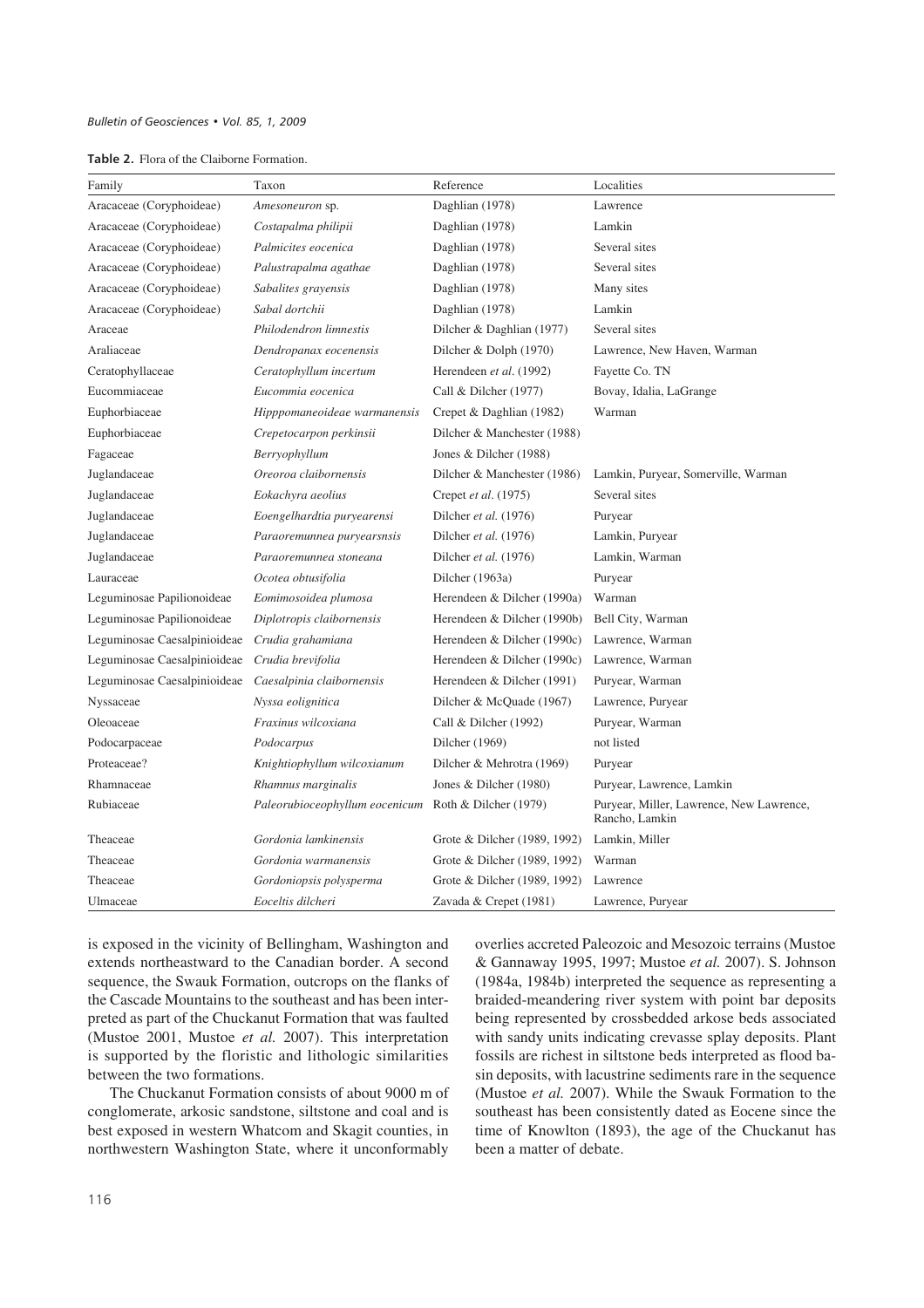**Table 2.** Flora of the Claiborne Formation.

| Family | Taxon | Reference | Localities |
|---|---|---|---|
| Aracaceae (Coryphoideae) | *Amesoneuron* sp. | Daghlian (1978) | Lawrence |
| Aracaceae (Coryphoideae) | *Costapalma philipii* | Daghlian (1978) | Lamkin |
| Aracaceae (Coryphoideae) | *Palmicites eocenica* | Daghlian (1978) | Several sites |
| Aracaceae (Coryphoideae) | *Palustrapalma agathae* | Daghlian (1978) | Several sites |
| Aracaceae (Coryphoideae) | *Sabalites grayensis* | Daghlian (1978) | Many sites |
| Aracaceae (Coryphoideae) | *Sabal dortchii* | Daghlian (1978) | Lamkin |
| Araceae | *Philodendron limnestis* | Dilcher & Daghlian (1977) | Several sites |
| Araliaceae | *Dendropanax eocenensis* | Dilcher & Dolph (1970) | Lawrence, New Haven, Warman |
| Ceratophyllaceae | *Ceratophyllum incertum* | Herendeen *et al*. (1992) | Fayette Co. TN |
| Eucommiaceae | *Eucommia eocenica* | Call & Dilcher (1977) | Bovay, Idalia, LaGrange |
| Euphorbiaceae | *Hipppomaneoideae warmanensis* | Crepet & Daghlian (1982) | Warman |
| Euphorbiaceae | *Crepetocarpon perkinsii* | Dilcher & Manchester (1988) | |
| Fagaceae | *Berryophyllum* | Jones & Dilcher (1988) | |
| Juglandaceae | *Oreoroa claibornensis* | Dilcher & Manchester (1986) | Lamkin, Puryear, Somerville, Warman |
| Juglandaceae | *Eokachyra aeolius* | Crepet *et al*. (1975) | Several sites |
| Juglandaceae | *Eoengelhardtia puryearensi* | Dilcher *et al.* (1976) | Puryear |
| Juglandaceae | *Paraoremunnea puryearsnsis* | Dilcher *et al.* (1976) | Lamkin, Puryear |
| Juglandaceae | *Paraoremunnea stoneana* | Dilcher *et al.* (1976) | Lamkin, Warman |
| Lauraceae | *Ocotea obtusifolia* | Dilcher (1963a) | Puryear |
| Leguminosae Papilionoideae | *Eomimosoidea plumosa* | Herendeen & Dilcher (1990a) | Warman |
| Leguminosae Papilionoideae | *Diplotropis claibornensis* | Herendeen & Dilcher (1990b) | Bell City, Warman |
| Leguminosae Caesalpinioideae | *Crudia grahamiana* | Herendeen & Dilcher (1990c) | Lawrence, Warman |
| Leguminosae Caesalpinioideae | *Crudia brevifolia* | Herendeen & Dilcher (1990c) | Lawrence, Warman |
| Leguminosae Caesalpinioideae | *Caesalpinia claibornensis* | Herendeen & Dilcher (1991) | Puryear, Warman |
| Nyssaceae | *Nyssa eolignitica* | Dilcher & McQuade (1967) | Lawrence, Puryear |
| Oleoaceae | *Fraxinus wilcoxiana* | Call & Dilcher (1992) | Puryear, Warman |
| Podocarpaceae | *Podocarpus* | Dilcher (1969) | not listed |
| Proteaceae? | *Knightiophyllum wilcoxianum* | Dilcher & Mehrotra (1969) | Puryear |
| Rhamnaceae | *Rhamnus marginalis* | Jones & Dilcher (1980) | Puryear, Lawrence, Lamkin |
| Rubiaceae | *Paleorubioceophyllum eocenicum* | Roth & Dilcher (1979) | Puryear, Miller, Lawrence, New Lawrence, Rancho, Lamkin |
| Theaceae | *Gordonia lamkinensis* | Grote & Dilcher (1989, 1992) | Lamkin, Miller |
| Theaceae | *Gordonia warmanensis* | Grote & Dilcher (1989, 1992) | Warman |
| Theaceae | *Gordoniopsis polysperma* | Grote & Dilcher (1989, 1992) | Lawrence |
| Ulmaceae | *Eoceltis dilcheri* | Zavada & Crepet (1981) | Lawrence, Puryear |

is exposed in the vicinity of Bellingham, Washington and extends northeastward to the Canadian border. A second sequence, the Swauk Formation, outcrops on the flanks of the Cascade Mountains to the southeast and has been interpreted as part of the Chuckanut Formation that was faulted (Mustoe 2001, Mustoe *et al.* 2007). This interpretation is supported by the floristic and lithologic similarities between the two formations.

The Chuckanut Formation consists of about 9000 m of conglomerate, arkosic sandstone, siltstone and coal and is best exposed in western Whatcom and Skagit counties, in northwestern Washington State, where it unconformably overlies accreted Paleozoic and Mesozoic terrains (Mustoe & Gannaway 1995, 1997; Mustoe *et al.* 2007). S. Johnson (1984a, 1984b) interpreted the sequence as representing a braided-meandering river system with point bar deposits being represented by crossbedded arkose beds associated with sandy units indicating crevasse splay deposits. Plant fossils are richest in siltstone beds interpreted as flood basin deposits, with lacustrine sediments rare in the sequence (Mustoe *et al.* 2007). While the Swauk Formation to the southeast has been consistently dated as Eocene since the time of Knowlton (1893), the age of the Chuckanut has been a matter of debate.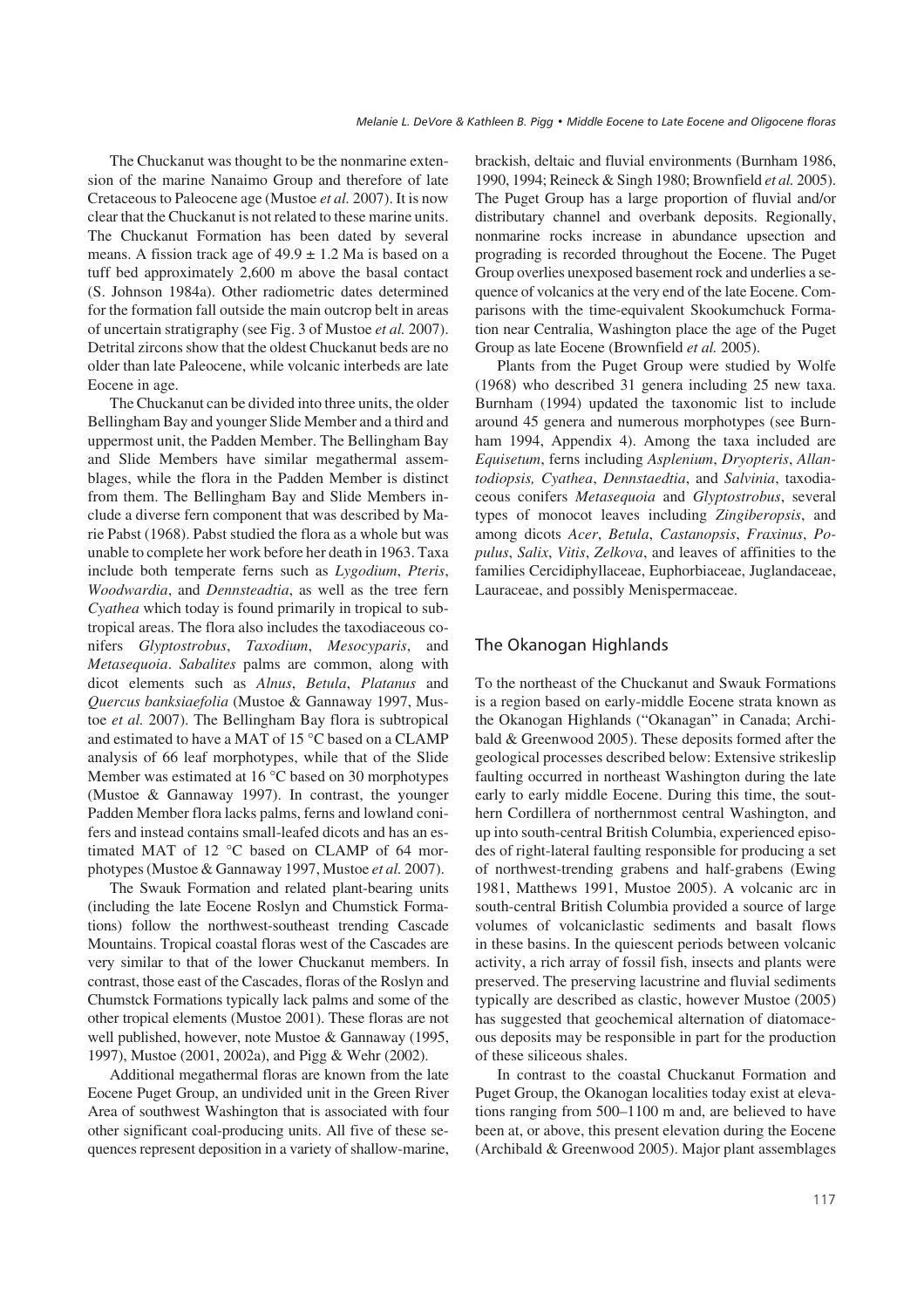The Chuckanut was thought to be the nonmarine extension of the marine Nanaimo Group and therefore of late Cretaceous to Paleocene age (Mustoe *et al.* 2007). It is now clear that the Chuckanut is not related to these marine units. The Chuckanut Formation has been dated by several means. A fission track age of 49.9 ± 1.2 Ma is based on a tuff bed approximately 2,600 m above the basal contact (S. Johnson 1984a). Other radiometric dates determined for the formation fall outside the main outcrop belt in areas of uncertain stratigraphy (see Fig. 3 of Mustoe *et al.* 2007). Detrital zircons show that the oldest Chuckanut beds are no older than late Paleocene, while volcanic interbeds are late Eocene in age.

The Chuckanut can be divided into three units, the older Bellingham Bay and younger Slide Member and a third and uppermost unit, the Padden Member. The Bellingham Bay and Slide Members have similar megathermal assemblages, while the flora in the Padden Member is distinct from them. The Bellingham Bay and Slide Members include a diverse fern component that was described by Marie Pabst (1968). Pabst studied the flora as a whole but was unable to complete her work before her death in 1963. Taxa include both temperate ferns such as *Lygodium*, *Pteris*, *Woodwardia*, and *Dennsteadtia*, as well as the tree fern *Cyathea* which today is found primarily in tropical to subtropical areas. The flora also includes the taxodiaceous conifers *Glyptostrobus*, *Taxodium*, *Mesocyparis*, and *Metasequoia*. *Sabalites* palms are common, along with dicot elements such as *Alnus*, *Betula*, *Platanus* and *Quercus banksiaefolia* (Mustoe & Gannaway 1997, Mustoe *et al.* 2007). The Bellingham Bay flora is subtropical and estimated to have a MAT of 15 °C based on a CLAMP analysis of 66 leaf morphotypes, while that of the Slide Member was estimated at 16 °C based on 30 morphotypes (Mustoe & Gannaway 1997). In contrast, the younger Padden Member flora lacks palms, ferns and lowland conifers and instead contains small-leafed dicots and has an estimated MAT of 12 °C based on CLAMP of 64 morphotypes (Mustoe & Gannaway 1997, Mustoe *et al.* 2007).

The Swauk Formation and related plant-bearing units (including the late Eocene Roslyn and Chumstick Formations) follow the northwest-southeast trending Cascade Mountains. Tropical coastal floras west of the Cascades are very similar to that of the lower Chuckanut members. In contrast, those east of the Cascades, floras of the Roslyn and Chumstck Formations typically lack palms and some of the other tropical elements (Mustoe 2001). These floras are not well published, however, note Mustoe & Gannaway (1995, 1997), Mustoe (2001, 2002a), and Pigg & Wehr (2002).

Additional megathermal floras are known from the late Eocene Puget Group, an undivided unit in the Green River Area of southwest Washington that is associated with four other significant coal-producing units. All five of these sequences represent deposition in a variety of shallow-marine, brackish, deltaic and fluvial environments (Burnham 1986, 1990, 1994; Reineck & Singh 1980; Brownfield *et al.* 2005). The Puget Group has a large proportion of fluvial and/or distributary channel and overbank deposits. Regionally, nonmarine rocks increase in abundance upsection and prograding is recorded throughout the Eocene. The Puget Group overlies unexposed basement rock and underlies a sequence of volcanics at the very end of the late Eocene. Comparisons with the time-equivalent Skookumchuck Formation near Centralia, Washington place the age of the Puget Group as late Eocene (Brownfield *et al.* 2005).

Plants from the Puget Group were studied by Wolfe (1968) who described 31 genera including 25 new taxa. Burnham (1994) updated the taxonomic list to include around 45 genera and numerous morphotypes (see Burnham 1994, Appendix 4). Among the taxa included are *Equisetum*, ferns including *Asplenium*, *Dryopteris*, *Allantodiopsis, Cyathea*, *Dennstaedtia*, and *Salvinia*, taxodiaceous conifers *Metasequoia* and *Glyptostrobus*, several types of monocot leaves including *Zingiberopsis*, and among dicots *Acer*, *Betula*, *Castanopsis*, *Fraxinus*, *Populus*, *Salix*, *Vitis*, *Zelkova*, and leaves of affinities to the families Cercidiphyllaceae, Euphorbiaceae, Juglandaceae, Lauraceae, and possibly Menispermaceae.

## The Okanogan Highlands

To the northeast of the Chuckanut and Swauk Formations is a region based on early-middle Eocene strata known as the Okanogan Highlands ("Okanagan" in Canada; Archibald & Greenwood 2005). These deposits formed after the geological processes described below: Extensive strikeslip faulting occurred in northeast Washington during the late early to early middle Eocene. During this time, the southern Cordillera of northernmost central Washington, and up into south-central British Columbia, experienced episodes of right-lateral faulting responsible for producing a set of northwest-trending grabens and half-grabens (Ewing 1981, Matthews 1991, Mustoe 2005). A volcanic arc in south-central British Columbia provided a source of large volumes of volcaniclastic sediments and basalt flows in these basins. In the quiescent periods between volcanic activity, a rich array of fossil fish, insects and plants were preserved. The preserving lacustrine and fluvial sediments typically are described as clastic, however Mustoe (2005) has suggested that geochemical alternation of diatomaceous deposits may be responsible in part for the production of these siliceous shales.

In contrast to the coastal Chuckanut Formation and Puget Group, the Okanogan localities today exist at elevations ranging from 500–1100 m and, are believed to have been at, or above, this present elevation during the Eocene (Archibald & Greenwood 2005). Major plant assemblages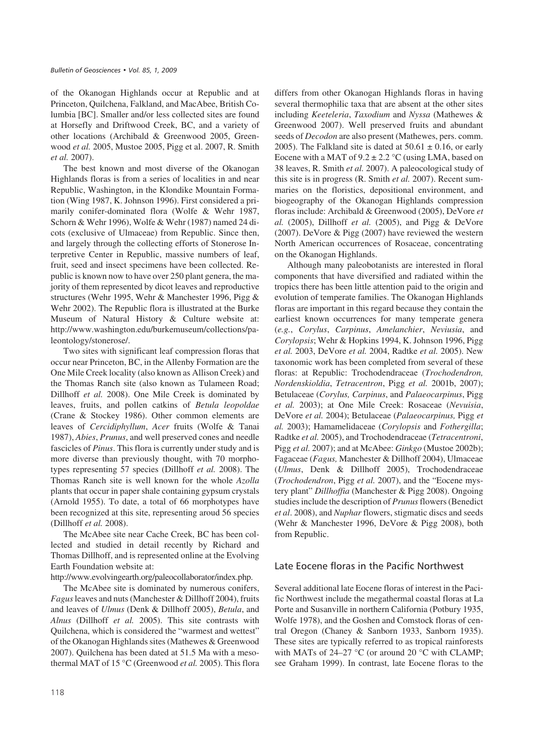of the Okanogan Highlands occur at Republic and at Princeton, Quilchena, Falkland, and MacAbee, British Columbia [BC]. Smaller and/or less collected sites are found at Horsefly and Driftwood Creek, BC, and a variety of other locations (Archibald & Greenwood 2005, Greenwood *et al.* 2005, Mustoe 2005, Pigg et al. 2007, R. Smith *et al.* 2007).

The best known and most diverse of the Okanogan Highlands floras is from a series of localities in and near Republic, Washington, in the Klondike Mountain Formation (Wing 1987, K. Johnson 1996). First considered a primarily conifer-dominated flora (Wolfe & Wehr 1987, Schorn & Wehr 1996), Wolfe & Wehr (1987) named 24 dicots (exclusive of Ulmaceae) from Republic. Since then, and largely through the collecting efforts of Stonerose Interpretive Center in Republic, massive numbers of leaf, fruit, seed and insect specimens have been collected. Republic is known now to have over 250 plant genera, the majority of them represented by dicot leaves and reproductive structures (Wehr 1995, Wehr & Manchester 1996, Pigg & Wehr 2002). The Republic flora is illustrated at the Burke Museum of Natural History & Culture website at: http://www.washington.edu/burkemuseum/collections/paleontology/stonerose/.

Two sites with significant leaf compression floras that occur near Princeton, BC, in the Allenby Formation are the One Mile Creek locality (also known as Allison Creek) and the Thomas Ranch site (also known as Tulameen Road; Dillhoff *et al.* 2008). One Mile Creek is dominated by leaves, fruits, and pollen catkins of *Betula leopoldae* (Crane & Stockey 1986). Other common elements are leaves of *Cercidiphyllum*, *Acer* fruits (Wolfe & Tanai 1987), *Abies*, *Prunus*, and well preserved cones and needle fascicles of *Pinus*. This flora is currently under study and is more diverse than previously thought, with 70 morphotypes representing 57 species (Dillhoff *et al.* 2008). The Thomas Ranch site is well known for the whole *Azolla* plants that occur in paper shale containing gypsum crystals (Arnold 1955). To date, a total of 66 morphotypes have been recognized at this site, representing aroud 56 species (Dillhoff *et al.* 2008).

The McAbee site near Cache Creek, BC has been collected and studied in detail recently by Richard and Thomas Dillhoff, and is represented online at the Evolving Earth Foundation website at:

http://www.evolvingearth.org/paleocollaborator/index.php.

The McAbee site is dominated by numerous conifers, *Fagus* leaves and nuts (Manchester & Dillhoff 2004), fruits and leaves of *Ulmus* (Denk & Dillhoff 2005), *Betula*, and *Alnus* (Dillhoff *et al.* 2005). This site contrasts with Quilchena, which is considered the "warmest and wettest" of the Okanogan Highlands sites (Mathewes & Greenwood 2007). Quilchena has been dated at 51.5 Ma with a mesothermal MAT of 15 °C (Greenwood *et al.* 2005). This flora differs from other Okanogan Highlands floras in having several thermophilic taxa that are absent at the other sites including *Keeteleria*, *Taxodium* and *Nyssa* (Mathewes & Greenwood 2007). Well preserved fruits and abundant seeds of *Decodon* are also present (Mathewes, pers. comm. 2005). The Falkland site is dated at $50.61 \pm 0.16$, or early Eocene with a MAT of $9.2 \pm 2.2$ °C (using LMA, based on 38 leaves, R. Smith *et al.* 2007). A paleocological study of this site is in progress (R. Smith *et al.* 2007). Recent summaries on the floristics, depositional environment, and biogeography of the Okanogan Highlands compression floras include: Archibald & Greenwood (2005), DeVore *et al.* (2005), Dillhoff *et al.* (2005), and Pigg & DeVore (2007). DeVore & Pigg (2007) have reviewed the western North American occurrences of Rosaceae, concentrating on the Okanogan Highlands.

Although many paleobotanists are interested in floral components that have diversified and radiated within the tropics there has been little attention paid to the origin and evolution of temperate families. The Okanogan Highlands floras are important in this regard because they contain the earliest known occurrences for many temperate genera (*e.g.*, *Corylus*, *Carpinus*, *Amelanchier*, *Neviusia*, and *Corylopsis*; Wehr & Hopkins 1994, K. Johnson 1996, Pigg *et al.* 2003, DeVore *et al.* 2004, Radtke *et al.* 2005). New taxonomic work has been completed from several of these floras: at Republic: Trochodendraceae (*Trochodendron, Nordenskioldia*, *Tetracentron*, Pigg *et al.* 2001b, 2007); Betulaceae (*Corylus, Carpinus*, and *Palaeocarpinus*, Pigg *et al.* 2003); at One Mile Creek: Rosaceae (*Neviusia*, DeVore *et al.* 2004); Betulaceae (*Palaeocarpinus,* Pigg *et al.* 2003); Hamamelidaceae (*Corylopsis* and *Fothergilla*; Radtke *et al.* 2005), and Trochodendraceae (*Tetracentroni*, Pigg *et al.* 2007); and at McAbee: *Ginkgo* (Mustoe 2002b); Fagaceae (*Fagus,* Manchester & Dillhoff 2004), Ulmaceae (*Ulmus*, Denk & Dillhoff 2005), Trochodendraceae (*Trochodendron*, Pigg *et al.* 2007), and the "Eocene mystery plant" *Dillhoffia* (Manchester & Pigg 2008). Ongoing studies include the description of *Prunus* flowers (Benedict *et al*. 2008), and *Nuphar* flowers, stigmatic discs and seeds (Wehr & Manchester 1996, DeVore & Pigg 2008), both from Republic.

## Late Eocene floras in the Pacific Northwest

Several additional late Eocene floras of interest in the Pacific Northwest include the megathermal coastal floras at La Porte and Susanville in northern California (Potbury 1935, Wolfe 1978), and the Goshen and Comstock floras of central Oregon (Chaney & Sanborn 1933, Sanborn 1935). These sites are typically referred to as tropical rainforests with MATs of 24–27 °C (or around 20 °C with CLAMP; see Graham 1999). In contrast, late Eocene floras to the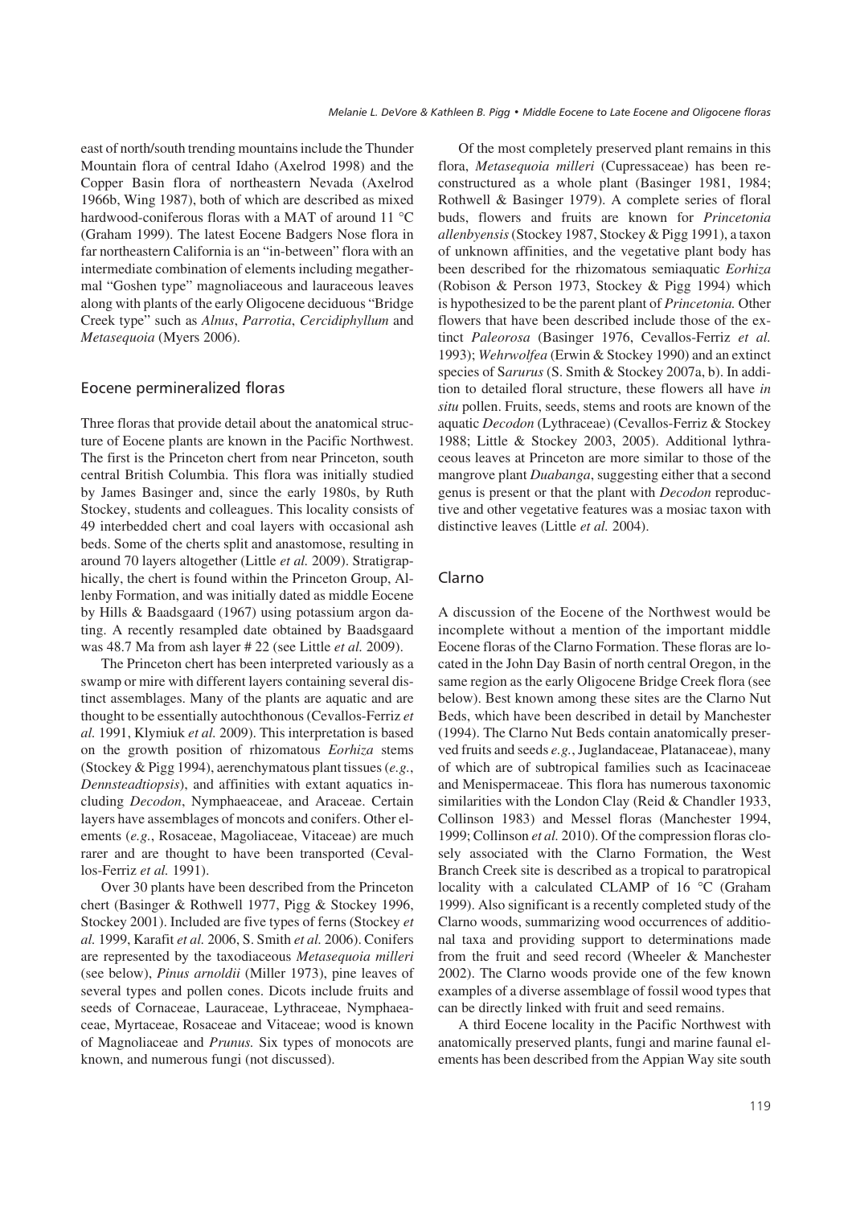east of north/south trending mountains include the Thunder Mountain flora of central Idaho (Axelrod 1998) and the Copper Basin flora of northeastern Nevada (Axelrod 1966b, Wing 1987), both of which are described as mixed hardwood-coniferous floras with a MAT of around 11 °C (Graham 1999). The latest Eocene Badgers Nose flora in far northeastern California is an "in-between" flora with an intermediate combination of elements including megathermal "Goshen type" magnoliaceous and lauraceous leaves along with plants of the early Oligocene deciduous "Bridge Creek type" such as *Alnus*, *Parrotia*, *Cercidiphyllum* and *Metasequoia* (Myers 2006).

## Eocene permineralized floras

Three floras that provide detail about the anatomical structure of Eocene plants are known in the Pacific Northwest. The first is the Princeton chert from near Princeton, south central British Columbia. This flora was initially studied by James Basinger and, since the early 1980s, by Ruth Stockey, students and colleagues. This locality consists of 49 interbedded chert and coal layers with occasional ash beds. Some of the cherts split and anastomose, resulting in around 70 layers altogether (Little *et al.* 2009). Stratigraphically, the chert is found within the Princeton Group, Allenby Formation, and was initially dated as middle Eocene by Hills & Baadsgaard (1967) using potassium argon dating. A recently resampled date obtained by Baadsgaard was 48.7 Ma from ash layer # 22 (see Little *et al.* 2009).

The Princeton chert has been interpreted variously as a swamp or mire with different layers containing several distinct assemblages. Many of the plants are aquatic and are thought to be essentially autochthonous (Cevallos-Ferriz *et al.* 1991, Klymiuk *et al.* 2009). This interpretation is based on the growth position of rhizomatous *Eorhiza* stems (Stockey & Pigg 1994), aerenchymatous plant tissues (*e.g.*, *Dennsteadtiopsis*), and affinities with extant aquatics including *Decodon*, Nymphaeaceae, and Araceae. Certain layers have assemblages of moncots and conifers. Other elements (*e.g.*, Rosaceae, Magoliaceae, Vitaceae) are much rarer and are thought to have been transported (Cevallos-Ferriz *et al.* 1991).

Over 30 plants have been described from the Princeton chert (Basinger & Rothwell 1977, Pigg & Stockey 1996, Stockey 2001). Included are five types of ferns (Stockey *et al.* 1999, Karafit *et al.* 2006, S. Smith *et al.* 2006). Conifers are represented by the taxodiaceous *Metasequoia milleri* (see below), *Pinus arnoldii* (Miller 1973), pine leaves of several types and pollen cones. Dicots include fruits and seeds of Cornaceae, Lauraceae, Lythraceae, Nymphaeaceae, Myrtaceae, Rosaceae and Vitaceae; wood is known of Magnoliaceae and *Prunus.* Six types of monocots are known, and numerous fungi (not discussed).

Of the most completely preserved plant remains in this flora, *Metasequoia milleri* (Cupressaceae) has been reconstructured as a whole plant (Basinger 1981, 1984; Rothwell & Basinger 1979). A complete series of floral buds, flowers and fruits are known for *Princetonia allenbyensis* (Stockey 1987, Stockey & Pigg 1991), a taxon of unknown affinities, and the vegetative plant body has been described for the rhizomatous semiaquatic *Eorhiza* (Robison & Person 1973, Stockey & Pigg 1994) which is hypothesized to be the parent plant of *Princetonia.* Other flowers that have been described include those of the extinct *Paleorosa* (Basinger 1976, Cevallos-Ferriz *et al.* 1993); *Wehrwolfea* (Erwin & Stockey 1990) and an extinct species of S*arurus* (S. Smith & Stockey 2007a, b). In addition to detailed floral structure, these flowers all have *in situ* pollen. Fruits, seeds, stems and roots are known of the aquatic *Decodon* (Lythraceae) (Cevallos-Ferriz & Stockey 1988; Little & Stockey 2003, 2005). Additional lythraceous leaves at Princeton are more similar to those of the mangrove plant *Duabanga*, suggesting either that a second genus is present or that the plant with *Decodon* reproductive and other vegetative features was a mosiac taxon with distinctive leaves (Little *et al.* 2004).

## Clarno

A discussion of the Eocene of the Northwest would be incomplete without a mention of the important middle Eocene floras of the Clarno Formation. These floras are located in the John Day Basin of north central Oregon, in the same region as the early Oligocene Bridge Creek flora (see below). Best known among these sites are the Clarno Nut Beds, which have been described in detail by Manchester (1994). The Clarno Nut Beds contain anatomically preserved fruits and seeds *e.g.*, Juglandaceae, Platanaceae), many of which are of subtropical families such as Icacinaceae and Menispermaceae. This flora has numerous taxonomic similarities with the London Clay (Reid & Chandler 1933, Collinson 1983) and Messel floras (Manchester 1994, 1999; Collinson *et al.* 2010). Of the compression floras closely associated with the Clarno Formation, the West Branch Creek site is described as a tropical to paratropical locality with a calculated CLAMP of 16 °C (Graham 1999). Also significant is a recently completed study of the Clarno woods, summarizing wood occurrences of additional taxa and providing support to determinations made from the fruit and seed record (Wheeler & Manchester 2002). The Clarno woods provide one of the few known examples of a diverse assemblage of fossil wood types that can be directly linked with fruit and seed remains.

A third Eocene locality in the Pacific Northwest with anatomically preserved plants, fungi and marine faunal elements has been described from the Appian Way site south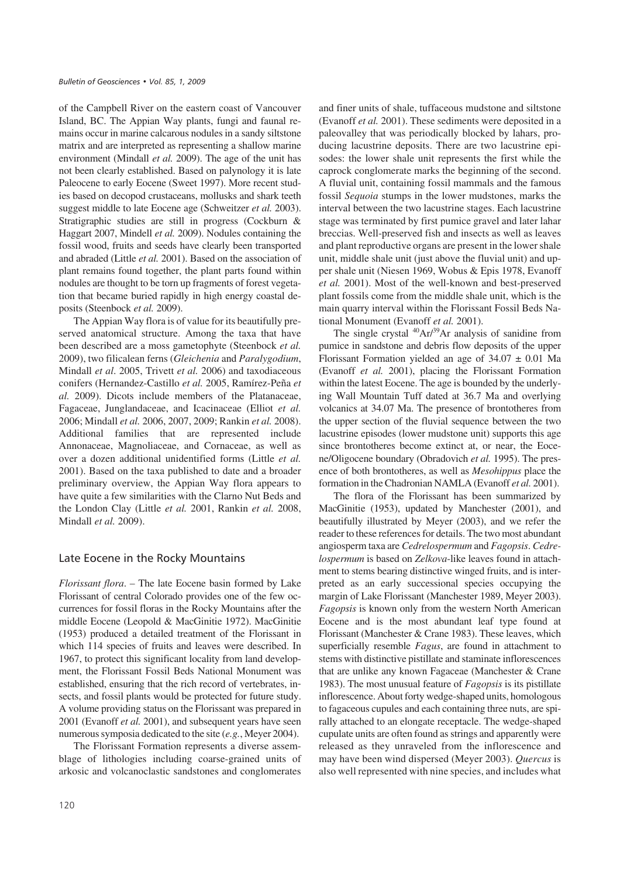of the Campbell River on the eastern coast of Vancouver Island, BC. The Appian Way plants, fungi and faunal remains occur in marine calcarous nodules in a sandy siltstone matrix and are interpreted as representing a shallow marine environment (Mindall *et al.* 2009). The age of the unit has not been clearly established. Based on palynology it is late Paleocene to early Eocene (Sweet 1997). More recent studies based on decopod crustaceans, mollusks and shark teeth suggest middle to late Eocene age (Schweitzer *et al.* 2003). Stratigraphic studies are still in progress (Cockburn & Haggart 2007, Mindell *et al.* 2009). Nodules containing the fossil wood, fruits and seeds have clearly been transported and abraded (Little *et al.* 2001). Based on the association of plant remains found together, the plant parts found within nodules are thought to be torn up fragments of forest vegetation that became buried rapidly in high energy coastal deposits (Steenbock *et al.* 2009).

The Appian Way flora is of value for its beautifully preserved anatomical structure. Among the taxa that have been described are a moss gametophyte (Steenbock *et al.* 2009), two filicalean ferns (*Gleichenia* and *Paralygodium*, Mindall *et al*. 2005, Trivett *et al.* 2006) and taxodiaceous conifers (Hernandez-Castillo *et al.* 2005, Ramírez-Peña *et al.* 2009). Dicots include members of the Platanaceae, Fagaceae, Junglandaceae, and Icacinaceae (Elliot *et al.* 2006; Mindall *et al.* 2006, 2007, 2009; Rankin *et al.* 2008). Additional families that are represented include Annonaceae, Magnoliaceae, and Cornaceae, as well as over a dozen additional unidentified forms (Little *et al.* 2001). Based on the taxa published to date and a broader preliminary overview, the Appian Way flora appears to have quite a few similarities with the Clarno Nut Beds and the London Clay (Little *et al.* 2001, Rankin *et al.* 2008, Mindall *et al.* 2009).

## Late Eocene in the Rocky Mountains

*Florissant flora*. – The late Eocene basin formed by Lake Florissant of central Colorado provides one of the few occurrences for fossil floras in the Rocky Mountains after the middle Eocene (Leopold & MacGinitie 1972). MacGinitie (1953) produced a detailed treatment of the Florissant in which 114 species of fruits and leaves were described. In 1967, to protect this significant locality from land development, the Florissant Fossil Beds National Monument was established, ensuring that the rich record of vertebrates, insects, and fossil plants would be protected for future study. A volume providing status on the Florissant was prepared in 2001 (Evanoff *et al.* 2001), and subsequent years have seen numerous symposia dedicated to the site (*e.g.*, Meyer 2004).

The Florissant Formation represents a diverse assemblage of lithologies including coarse-grained units of arkosic and volcanoclastic sandstones and conglomerates and finer units of shale, tuffaceous mudstone and siltstone (Evanoff *et al.* 2001). These sediments were deposited in a paleovalley that was periodically blocked by lahars, producing lacustrine deposits. There are two lacustrine episodes: the lower shale unit represents the first while the caprock conglomerate marks the beginning of the second. A fluvial unit, containing fossil mammals and the famous fossil *Sequoia* stumps in the lower mudstones, marks the interval between the two lacustrine stages. Each lacustrine stage was terminated by first pumice gravel and later lahar breccias. Well-preserved fish and insects as well as leaves and plant reproductive organs are present in the lower shale unit, middle shale unit (just above the fluvial unit) and upper shale unit (Niesen 1969, Wobus & Epis 1978, Evanoff *et al.* 2001). Most of the well-known and best-preserved plant fossils come from the middle shale unit, which is the main quarry interval within the Florissant Fossil Beds National Monument (Evanoff *et al.* 2001).

The single crystal $^{40}Ar/^{39}Ar$ analysis of sanidine from pumice in sandstone and debris flow deposits of the upper Florissant Formation yielded an age of $34.07 \pm 0.01$ Ma (Evanoff *et al.* 2001), placing the Florissant Formation within the latest Eocene. The age is bounded by the underlying Wall Mountain Tuff dated at 36.7 Ma and overlying volcanics at 34.07 Ma. The presence of brontotheres from the upper section of the fluvial sequence between the two lacustrine episodes (lower mudstone unit) supports this age since brontotheres become extinct at, or near, the Eocene/Oligocene boundary (Obradovich *et al.* 1995). The presence of both brontotheres, as well as *Mesohippus* place the formation in the Chadronian NAMLA (Evanoff *et al.* 2001).

The flora of the Florissant has been summarized by MacGinitie (1953), updated by Manchester (2001), and beautifully illustrated by Meyer (2003), and we refer the reader to these references for details. The two most abundant angiosperm taxa are *Cedrelospermum* and *Fagopsis*. *Cedrelospermum* is based on *Zelkova*-like leaves found in attachment to stems bearing distinctive winged fruits, and is interpreted as an early successional species occupying the margin of Lake Florissant (Manchester 1989, Meyer 2003). *Fagopsis* is known only from the western North American Eocene and is the most abundant leaf type found at Florissant (Manchester & Crane 1983). These leaves, which superficially resemble *Fagus*, are found in attachment to stems with distinctive pistillate and staminate inflorescences that are unlike any known Fagaceae (Manchester & Crane 1983). The most unusual feature of *Fagopsis* is its pistillate inflorescence. About forty wedge-shaped units, homologous to fagaceous cupules and each containing three nuts, are spirally attached to an elongate receptacle. The wedge-shaped cupulate units are often found as strings and apparently were released as they unraveled from the inflorescence and may have been wind dispersed (Meyer 2003). *Quercus* is also well represented with nine species, and includes what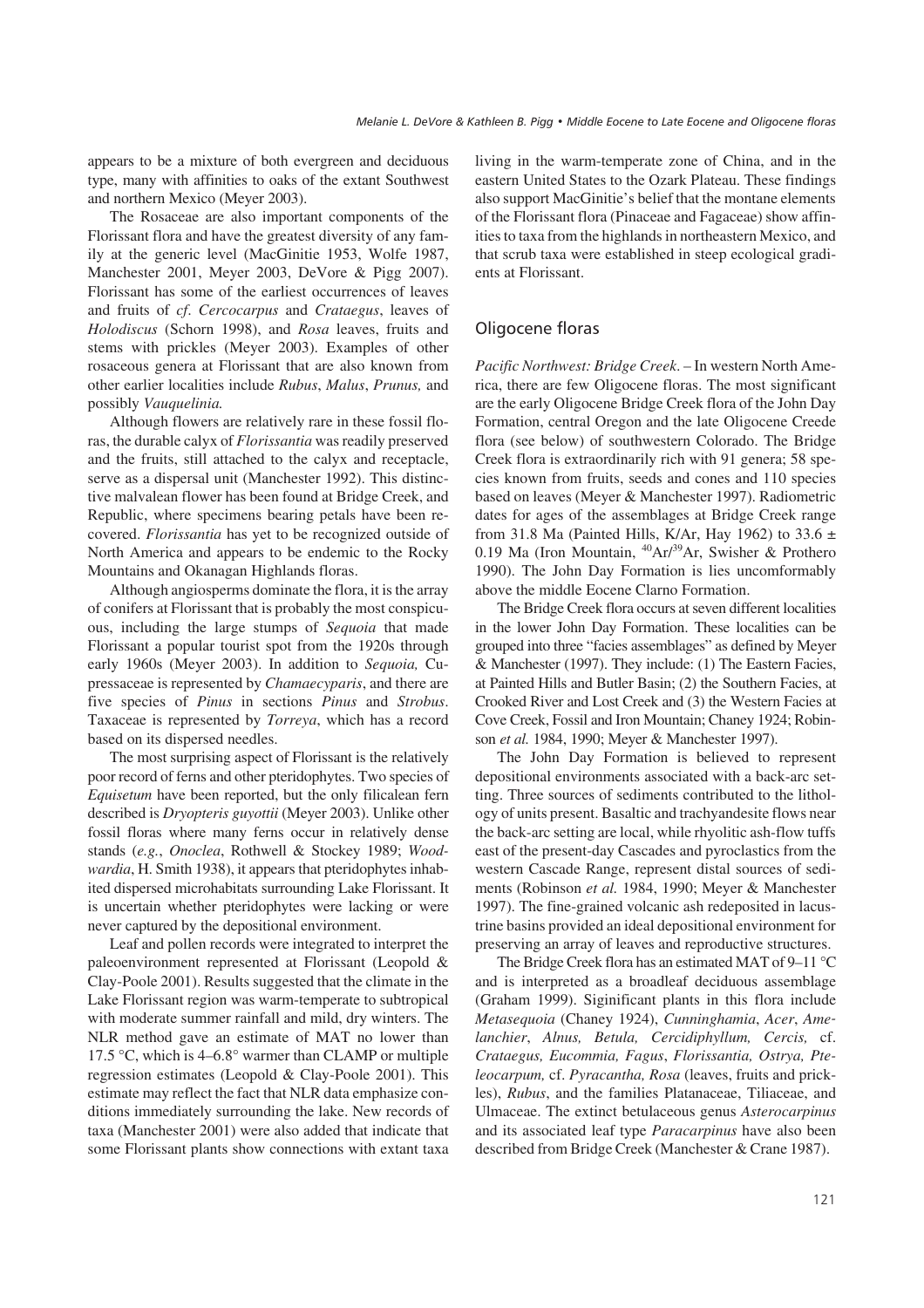appears to be a mixture of both evergreen and deciduous type, many with affinities to oaks of the extant Southwest and northern Mexico (Meyer 2003).

The Rosaceae are also important components of the Florissant flora and have the greatest diversity of any family at the generic level (MacGinitie 1953, Wolfe 1987, Manchester 2001, Meyer 2003, DeVore & Pigg 2007). Florissant has some of the earliest occurrences of leaves and fruits of *cf*. *Cercocarpus* and *Crataegus*, leaves of *Holodiscus* (Schorn 1998), and *Rosa* leaves, fruits and stems with prickles (Meyer 2003). Examples of other rosaceous genera at Florissant that are also known from other earlier localities include *Rubus*, *Malus*, *Prunus,* and possibly *Vauquelinia.*

Although flowers are relatively rare in these fossil floras, the durable calyx of *Florissantia* was readily preserved and the fruits, still attached to the calyx and receptacle, serve as a dispersal unit (Manchester 1992). This distinctive malvalean flower has been found at Bridge Creek, and Republic, where specimens bearing petals have been recovered. *Florissantia* has yet to be recognized outside of North America and appears to be endemic to the Rocky Mountains and Okanagan Highlands floras.

Although angiosperms dominate the flora, it is the array of conifers at Florissant that is probably the most conspicuous, including the large stumps of *Sequoia* that made Florissant a popular tourist spot from the 1920s through early 1960s (Meyer 2003). In addition to *Sequoia,* Cupressaceae is represented by *Chamaecyparis*, and there are five species of *Pinus* in sections *Pinus* and *Strobus*. Taxaceae is represented by *Torreya*, which has a record based on its dispersed needles.

The most surprising aspect of Florissant is the relatively poor record of ferns and other pteridophytes. Two species of *Equisetum* have been reported, but the only filicalean fern described is *Dryopteris guyottii* (Meyer 2003). Unlike other fossil floras where many ferns occur in relatively dense stands (*e.g.*, *Onoclea*, Rothwell & Stockey 1989; *Woodwardia*, H. Smith 1938), it appears that pteridophytes inhabited dispersed microhabitats surrounding Lake Florissant. It is uncertain whether pteridophytes were lacking or were never captured by the depositional environment.

Leaf and pollen records were integrated to interpret the paleoenvironment represented at Florissant (Leopold & Clay-Poole 2001). Results suggested that the climate in the Lake Florissant region was warm-temperate to subtropical with moderate summer rainfall and mild, dry winters. The NLR method gave an estimate of MAT no lower than 17.5 °C, which is 4–6.8° warmer than CLAMP or multiple regression estimates (Leopold & Clay-Poole 2001). This estimate may reflect the fact that NLR data emphasize conditions immediately surrounding the lake. New records of taxa (Manchester 2001) were also added that indicate that some Florissant plants show connections with extant taxa living in the warm-temperate zone of China, and in the eastern United States to the Ozark Plateau. These findings also support MacGinitie's belief that the montane elements of the Florissant flora (Pinaceae and Fagaceae) show affinities to taxa from the highlands in northeastern Mexico, and that scrub taxa were established in steep ecological gradients at Florissant.

## Oligocene floras

*Pacific Northwest: Bridge Creek*. – In western North America, there are few Oligocene floras. The most significant are the early Oligocene Bridge Creek flora of the John Day Formation, central Oregon and the late Oligocene Creede flora (see below) of southwestern Colorado. The Bridge Creek flora is extraordinarily rich with 91 genera; 58 species known from fruits, seeds and cones and 110 species based on leaves (Meyer & Manchester 1997). Radiometric dates for ages of the assemblages at Bridge Creek range from 31.8 Ma (Painted Hills, K/Ar, Hay 1962) to 33.6 ± 0.19 Ma (Iron Mountain, $^{40}Ar/^{39}Ar$, Swisher & Prothero 1990). The John Day Formation is lies uncomformably above the middle Eocene Clarno Formation.

The Bridge Creek flora occurs at seven different localities in the lower John Day Formation. These localities can be grouped into three "facies assemblages" as defined by Meyer & Manchester (1997). They include: (1) The Eastern Facies, at Painted Hills and Butler Basin; (2) the Southern Facies, at Crooked River and Lost Creek and (3) the Western Facies at Cove Creek, Fossil and Iron Mountain; Chaney 1924; Robinson *et al.* 1984, 1990; Meyer & Manchester 1997).

The John Day Formation is believed to represent depositional environments associated with a back-arc setting. Three sources of sediments contributed to the lithology of units present. Basaltic and trachyandesite flows near the back-arc setting are local, while rhyolitic ash-flow tuffs east of the present-day Cascades and pyroclastics from the western Cascade Range, represent distal sources of sediments (Robinson *et al.* 1984, 1990; Meyer & Manchester 1997). The fine-grained volcanic ash redeposited in lacustrine basins provided an ideal depositional environment for preserving an array of leaves and reproductive structures.

The Bridge Creek flora has an estimated MAT of 9–11 °C and is interpreted as a broadleaf deciduous assemblage (Graham 1999). Siginificant plants in this flora include *Metasequoia* (Chaney 1924), *Cunninghamia*, *Acer*, *Amelanchier*, *Alnus, Betula, Cercidiphyllum, Cercis,* cf. *Crataegus, Eucommia, Fagus*, *Florissantia, Ostrya, Pteleocarpum,* cf. *Pyracantha, Rosa* (leaves, fruits and prickles), *Rubus*, and the families Platanaceae, Tiliaceae, and Ulmaceae. The extinct betulaceous genus *Asterocarpinus* and its associated leaf type *Paracarpinus* have also been described from Bridge Creek (Manchester & Crane 1987).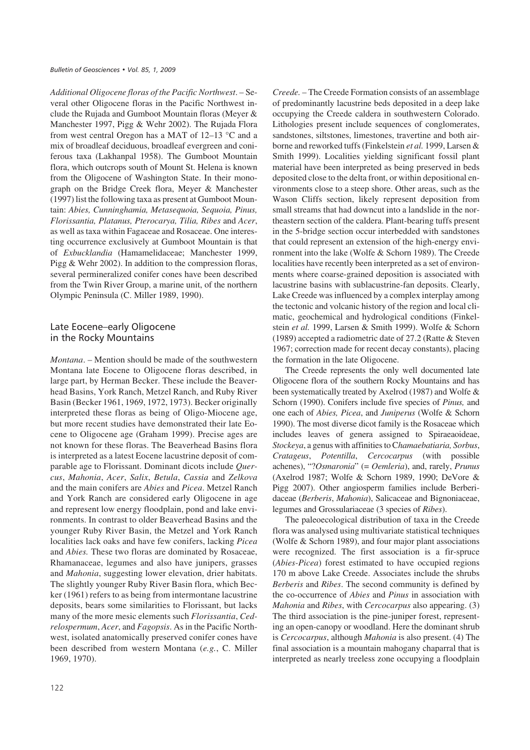*Additional Oligocene floras of the Pacific Northwest*. – Several other Oligocene floras in the Pacific Northwest include the Rujada and Gumboot Mountain floras (Meyer & Manchester 1997, Pigg & Wehr 2002). The Rujada Flora from west central Oregon has a MAT of 12–13 °C and a mix of broadleaf deciduous, broadleaf evergreen and coniferous taxa (Lakhanpal 1958). The Gumboot Mountain flora, which outcrops south of Mount St. Helena is known from the Oligocene of Washington State. In their monograph on the Bridge Creek flora, Meyer & Manchester (1997) list the following taxa as present at Gumboot Mountain: *Abies, Cunninghamia, Metasequoia, Sequoia, Pinus, Florissantia, Platanus, Pterocarya, Tilia, Ribes* and *Acer*, as well as taxa within Fagaceae and Rosaceae. One interesting occurrence exclusively at Gumboot Mountain is that of *Exbucklandia* (Hamamelidaceae; Manchester 1999, Pigg & Wehr 2002). In addition to the compression floras, several permineralized conifer cones have been described from the Twin River Group, a marine unit, of the northern Olympic Peninsula (C. Miller 1989, 1990).

## Late Eocene–early Oligocene in the Rocky Mountains

*Montana*. – Mention should be made of the southwestern Montana late Eocene to Oligocene floras described, in large part, by Herman Becker. These include the Beaverhead Basins, York Ranch, Metzel Ranch, and Ruby River Basin (Becker 1961, 1969, 1972, 1973). Becker originally interpreted these floras as being of Oligo-Miocene age, but more recent studies have demonstrated their late Eocene to Oligocene age (Graham 1999). Precise ages are not known for these floras. The Beaverhead Basins flora is interpreted as a latest Eocene lacustrine deposit of comparable age to Florissant. Dominant dicots include *Quercus*, *Mahonia*, *Acer*, *Salix*, *Betula*, *Cassia* and *Zelkova* and the main conifers are *Abies* and *Picea*. Metzel Ranch and York Ranch are considered early Oligocene in age and represent low energy floodplain, pond and lake environments. In contrast to older Beaverhead Basins and the younger Ruby River Basin, the Metzel and York Ranch localities lack oaks and have few conifers, lacking *Picea* and *Abies.* These two floras are dominated by Rosaceae, Rhamanaceae, legumes and also have junipers, grasses and *Mahonia*, suggesting lower elevation, drier habitats. The slightly younger Ruby River Basin flora, which Becker (1961) refers to as being from intermontane lacustrine deposits, bears some similarities to Florissant, but lacks many of the more mesic elements such *Florissantia*, *Cedrelospermum*, *Acer*, and *Fagopsis*. As in the Pacific Northwest, isolated anatomically preserved conifer cones have been described from western Montana (*e.g.*, C. Miller 1969, 1970).

*Creede.* – The Creede Formation consists of an assemblage of predominantly lacustrine beds deposited in a deep lake occupying the Creede caldera in southwestern Colorado. Lithologies present include sequences of conglomerates, sandstones, siltstones, limestones, travertine and both airborne and reworked tuffs (Finkelstein *et al.* 1999, Larsen & Smith 1999). Localities yielding significant fossil plant material have been interpreted as being preserved in beds deposited close to the delta front, or within depositional environments close to a steep shore. Other areas, such as the Wason Cliffs section, likely represent deposition from small streams that had downcut into a landslide in the northeastern section of the caldera. Plant-bearing tuffs present in the 5-bridge section occur interbedded with sandstones that could represent an extension of the high-energy environment into the lake (Wolfe & Schorn 1989). The Creede localities have recently been interpreted as a set of environments where coarse-grained deposition is associated with lacustrine basins with sublacustrine-fan deposits. Clearly, Lake Creede was influenced by a complex interplay among the tectonic and volcanic history of the region and local climatic, geochemical and hydrological conditions (Finkelstein *et al.* 1999, Larsen & Smith 1999). Wolfe & Schorn (1989) accepted a radiometric date of 27.2 (Ratte & Steven 1967; correction made for recent decay constants), placing the formation in the late Oligocene.

The Creede represents the only well documented late Oligocene flora of the southern Rocky Mountains and has been systematically treated by Axelrod (1987) and Wolfe & Schorn (1990). Conifers include five species of *Pinus,* and one each of *Abies, Picea*, and *Juniperus* (Wolfe & Schorn 1990). The most diverse dicot family is the Rosaceae which includes leaves of genera assigned to Spiraeaoideae, *Stockeya*, a genus with affinities to C*hamaebatiaria, Sorbus*, *Cratageus*, *Potentilla*, *Cercocarpus* (with possible achenes), "?*Osmaronia*" (= *Oemleria*), and, rarely, *Prunus* (Axelrod 1987; Wolfe & Schorn 1989, 1990; DeVore & Pigg 2007). Other angiosperm families include Berberidaceae (*Berberis*, *Mahonia*), Salicaceae and Bignoniaceae, legumes and Grossulariaceae (3 species of *Ribes*).

The paleoecological distribution of taxa in the Creede flora was analysed using multivariate statistical techniques (Wolfe & Schorn 1989), and four major plant associations were recognized. The first association is a fir-spruce (*Abies-Picea*) forest estimated to have occupied regions 170 m above Lake Creede. Associates include the shrubs *Berberis* and *Ribes*. The second community is defined by the co-occurrence of *Abies* and *Pinus* in association with *Mahonia* and *Ribes*, with *Cercocarpus* also appearing. (3) The third association is the pine-juniper forest, representing an open-canopy or woodland. Here the dominant shrub is *Cercocarpus*, although *Mahonia* is also present. (4) The final association is a mountain mahogany chaparral that is interpreted as nearly treeless zone occupying a floodplain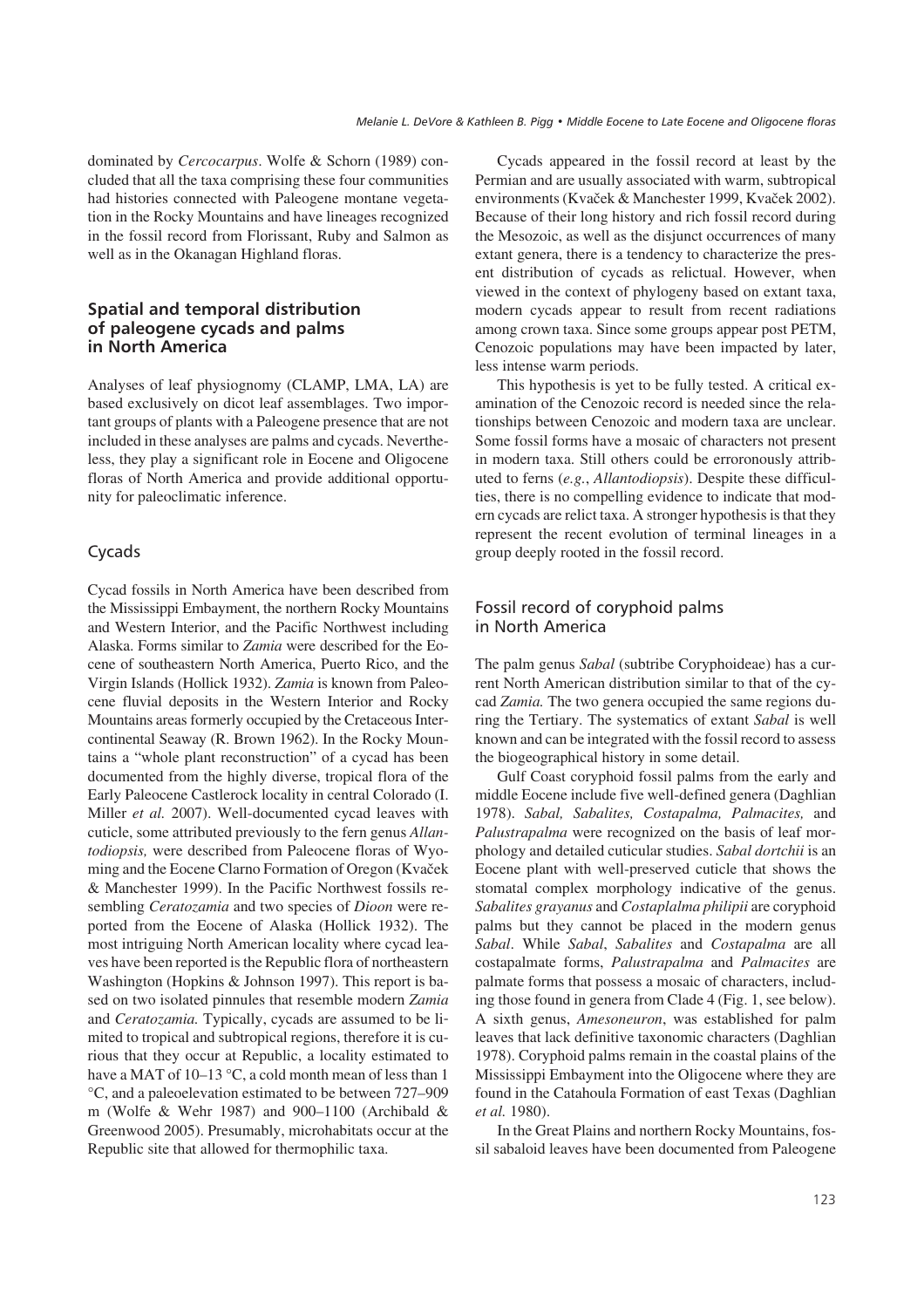dominated by *Cercocarpus*. Wolfe & Schorn (1989) concluded that all the taxa comprising these four communities had histories connected with Paleogene montane vegetation in the Rocky Mountains and have lineages recognized in the fossil record from Florissant, Ruby and Salmon as well as in the Okanagan Highland floras.

## Spatial and temporal distribution of paleogene cycads and palms in North America

Analyses of leaf physiognomy (CLAMP, LMA, LA) are based exclusively on dicot leaf assemblages. Two important groups of plants with a Paleogene presence that are not included in these analyses are palms and cycads. Nevertheless, they play a significant role in Eocene and Oligocene floras of North America and provide additional opportunity for paleoclimatic inference.

### Cycads

Cycad fossils in North America have been described from the Mississippi Embayment, the northern Rocky Mountains and Western Interior, and the Pacific Northwest including Alaska. Forms similar to *Zamia* were described for the Eocene of southeastern North America, Puerto Rico, and the Virgin Islands (Hollick 1932). *Zamia* is known from Paleocene fluvial deposits in the Western Interior and Rocky Mountains areas formerly occupied by the Cretaceous Intercontinental Seaway (R. Brown 1962). In the Rocky Mountains a "whole plant reconstruction" of a cycad has been documented from the highly diverse, tropical flora of the Early Paleocene Castlerock locality in central Colorado (I. Miller *et al.* 2007). Well-documented cycad leaves with cuticle, some attributed previously to the fern genus *Allantodiopsis,* were described from Paleocene floras of Wyoming and the Eocene Clarno Formation of Oregon (Kvaček & Manchester 1999). In the Pacific Northwest fossils resembling *Ceratozamia* and two species of *Dioon* were reported from the Eocene of Alaska (Hollick 1932). The most intriguing North American locality where cycad leaves have been reported is the Republic flora of northeastern Washington (Hopkins & Johnson 1997). This report is based on two isolated pinnules that resemble modern *Zamia* and *Ceratozamia.* Typically, cycads are assumed to be limited to tropical and subtropical regions, therefore it is curious that they occur at Republic, a locality estimated to have a MAT of 10–13 °C, a cold month mean of less than 1 °C, and a paleoelevation estimated to be between 727–909 m (Wolfe & Wehr 1987) and 900–1100 (Archibald & Greenwood 2005). Presumably, microhabitats occur at the Republic site that allowed for thermophilic taxa.

Cycads appeared in the fossil record at least by the Permian and are usually associated with warm, subtropical environments (Kvaček & Manchester 1999, Kvaček 2002). Because of their long history and rich fossil record during the Mesozoic, as well as the disjunct occurrences of many extant genera, there is a tendency to characterize the present distribution of cycads as relictual. However, when viewed in the context of phylogeny based on extant taxa, modern cycads appear to result from recent radiations among crown taxa. Since some groups appear post PETM, Cenozoic populations may have been impacted by later, less intense warm periods.

This hypothesis is yet to be fully tested. A critical examination of the Cenozoic record is needed since the relationships between Cenozoic and modern taxa are unclear. Some fossil forms have a mosaic of characters not present in modern taxa. Still others could be erroronously attributed to ferns (*e.g.*, *Allantodiopsis*). Despite these difficulties, there is no compelling evidence to indicate that modern cycads are relict taxa. A stronger hypothesis is that they represent the recent evolution of terminal lineages in a group deeply rooted in the fossil record.

### Fossil record of coryphoid palms in North America

The palm genus *Sabal* (subtribe Coryphoideae) has a current North American distribution similar to that of the cycad *Zamia.* The two genera occupied the same regions during the Tertiary. The systematics of extant *Sabal* is well known and can be integrated with the fossil record to assess the biogeographical history in some detail.

Gulf Coast coryphoid fossil palms from the early and middle Eocene include five well-defined genera (Daghlian 1978). *Sabal, Sabalites, Costapalma, Palmacites,* and *Palustrapalma* were recognized on the basis of leaf morphology and detailed cuticular studies. *Sabal dortchii* is an Eocene plant with well-preserved cuticle that shows the stomatal complex morphology indicative of the genus. *Sabalites grayanus* and *Costaplalma philipii* are coryphoid palms but they cannot be placed in the modern genus *Sabal*. While *Sabal*, *Sabalites* and *Costapalma* are all costapalmate forms, *Palustrapalma* and *Palmacites* are palmate forms that possess a mosaic of characters, including those found in genera from Clade 4 (Fig. 1, see below). A sixth genus, *Amesoneuron*, was established for palm leaves that lack definitive taxonomic characters (Daghlian 1978). Coryphoid palms remain in the coastal plains of the Mississippi Embayment into the Oligocene where they are found in the Catahoula Formation of east Texas (Daghlian *et al.* 1980).

In the Great Plains and northern Rocky Mountains, fossil sabaloid leaves have been documented from Paleogene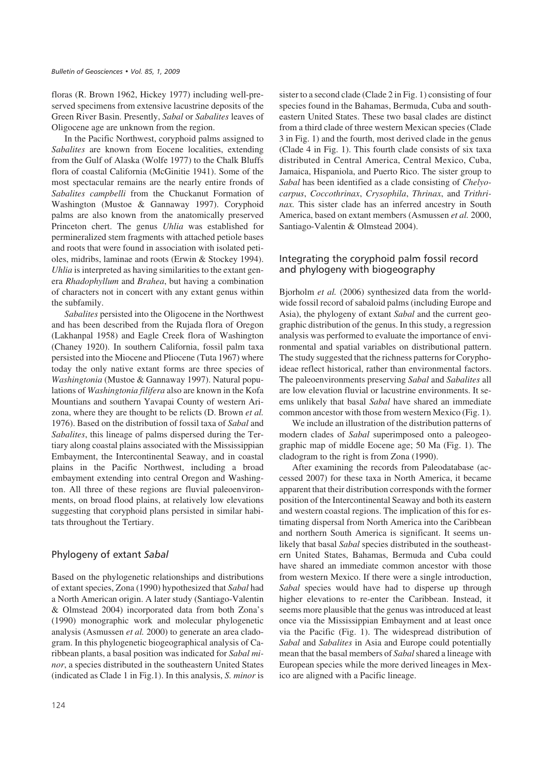floras (R. Brown 1962, Hickey 1977) including well-preserved specimens from extensive lacustrine deposits of the Green River Basin. Presently, *Sabal* or *Sabalites* leaves of Oligocene age are unknown from the region.

In the Pacific Northwest, coryphoid palms assigned to *Sabalites* are known from Eocene localities, extending from the Gulf of Alaska (Wolfe 1977) to the Chalk Bluffs flora of coastal California (McGinitie 1941). Some of the most spectacular remains are the nearly entire fronds of *Sabalites campbelli* from the Chuckanut Formation of Washington (Mustoe & Gannaway 1997). Coryphoid palms are also known from the anatomically preserved Princeton chert. The genus *Uhlia* was established for permineralized stem fragments with attached petiole bases and roots that were found in association with isolated petioles, midribs, laminae and roots (Erwin & Stockey 1994). *Uhlia* is interpreted as having similarities to the extant genera *Rhadophyllum* and *Brahea*, but having a combination of characters not in concert with any extant genus within the subfamily.

*Sabalites* persisted into the Oligocene in the Northwest and has been described from the Rujada flora of Oregon (Lakhanpal 1958) and Eagle Creek flora of Washington (Chaney 1920). In southern California, fossil palm taxa persisted into the Miocene and Pliocene (Tuta 1967) where today the only native extant forms are three species of *Washingtonia* (Mustoe & Gannaway 1997). Natural populations of *Washingtonia filifera* also are known in the Kofa Mountians and southern Yavapai County of western Arizona, where they are thought to be relicts (D. Brown *et al.* 1976). Based on the distribution of fossil taxa of *Sabal* and *Sabalites*, this lineage of palms dispersed during the Tertiary along coastal plains associated with the Mississippian Embayment, the Intercontinental Seaway, and in coastal plains in the Pacific Northwest, including a broad embayment extending into central Oregon and Washington. All three of these regions are fluvial paleoenvironments, on broad flood plains, at relatively low elevations suggesting that coryphoid plans persisted in similar habitats throughout the Tertiary.

## Phylogeny of extant *Sabal*

Based on the phylogenetic relationships and distributions of extant species, Zona (1990) hypothesized that *Sabal* had a North American origin. A later study (Santiago-Valentin & Olmstead 2004) incorporated data from both Zona's (1990) monographic work and molecular phylogenetic analysis (Asmussen *et al.* 2000) to generate an area cladogram. In this phylogenetic biogeographical analysis of Caribbean plants, a basal position was indicated for *Sabal minor*, a species distributed in the southeastern United States (indicated as Clade 1 in Fig.1). In this analysis, *S. minor* is sister to a second clade (Clade 2 in Fig. 1) consisting of four species found in the Bahamas, Bermuda, Cuba and southeastern United States. These two basal clades are distinct from a third clade of three western Mexican species (Clade 3 in Fig. 1) and the fourth, most derived clade in the genus (Clade 4 in Fig. 1). This fourth clade consists of six taxa distributed in Central America, Central Mexico, Cuba, Jamaica, Hispaniola, and Puerto Rico. The sister group to *Sabal* has been identified as a clade consisting of *Chelyocarpus*, *Coccothrinax*, *Crysophila*, *Thrinax*, and *Trithrinax.* This sister clade has an inferred ancestry in South America, based on extant members (Asmussen *et al.* 2000, Santiago-Valentin & Olmstead 2004).

## Integrating the coryphoid palm fossil record and phylogeny with biogeography

Bjorholm *et al.* (2006) synthesized data from the worldwide fossil record of sabaloid palms (including Europe and Asia), the phylogeny of extant *Sabal* and the current geographic distribution of the genus. In this study, a regression analysis was performed to evaluate the importance of environmental and spatial variables on distributional pattern. The study suggested that the richness patterns for Coryphoideae reflect historical, rather than environmental factors. The paleoenvironments preserving *Sabal* and *Sabalites* all are low elevation fluvial or lacustrine environments. It seems unlikely that basal *Sabal* have shared an immediate common ancestor with those from western Mexico (Fig. 1).

We include an illustration of the distribution patterns of modern clades of *Sabal* superimposed onto a paleogeographic map of middle Eocene age; 50 Ma (Fig. 1). The cladogram to the right is from Zona (1990).

After examining the records from Paleodatabase (accessed 2007) for these taxa in North America, it became apparent that their distribution corresponds with the former position of the Intercontinental Seaway and both its eastern and western coastal regions. The implication of this for estimating dispersal from North America into the Caribbean and northern South America is significant. It seems unlikely that basal *Sabal* species distributed in the southeastern United States, Bahamas, Bermuda and Cuba could have shared an immediate common ancestor with those from western Mexico. If there were a single introduction, *Sabal* species would have had to disperse up through higher elevations to re-enter the Caribbean. Instead, it seems more plausible that the genus was introduced at least once via the Mississippian Embayment and at least once via the Pacific (Fig. 1). The widespread distribution of *Sabal* and *Sabalites* in Asia and Europe could potentially mean that the basal members of *Sabal* shared a lineage with European species while the more derived lineages in Mexico are aligned with a Pacific lineage.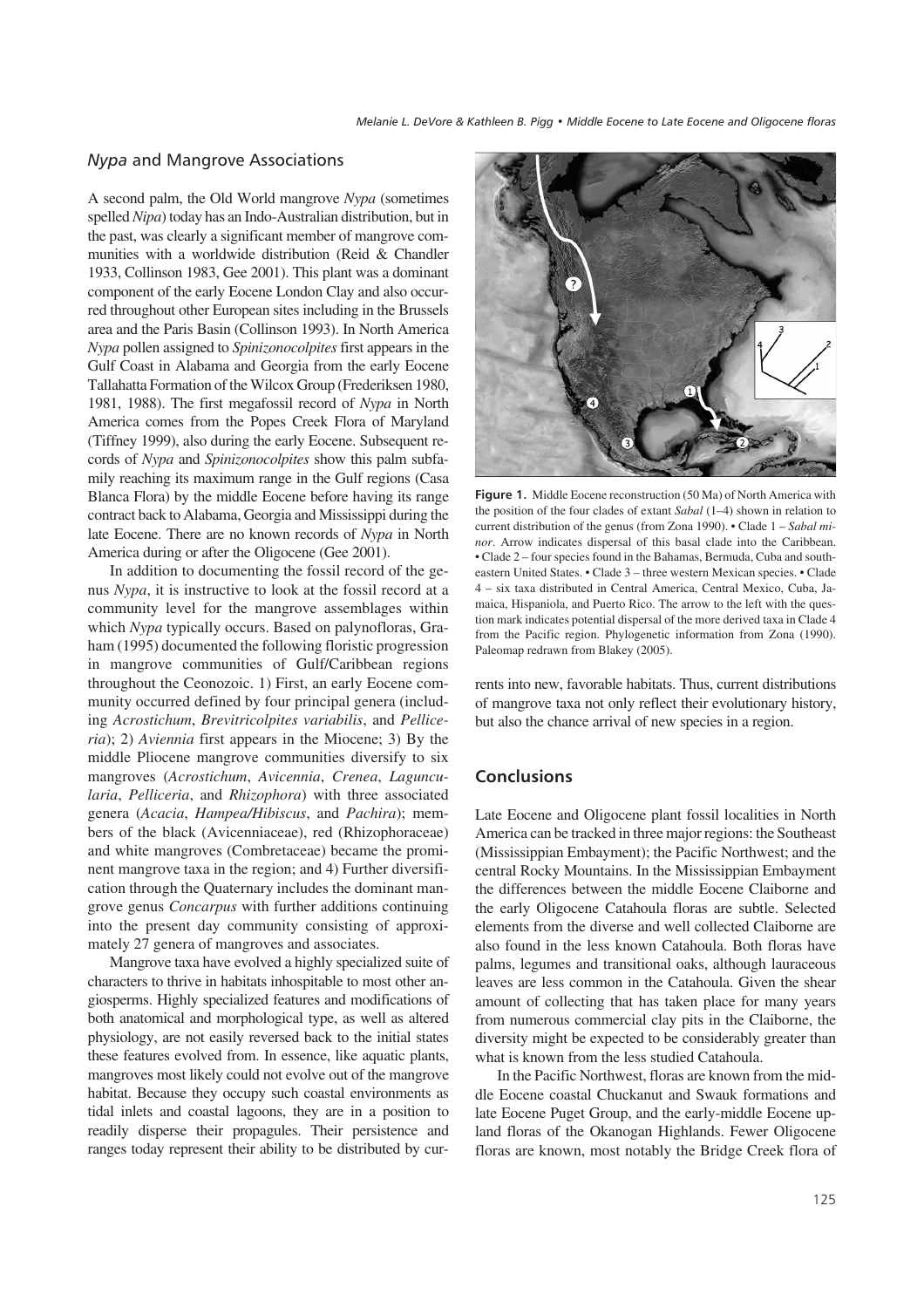## *Nypa* and Mangrove Associations

A second palm, the Old World mangrove *Nypa* (sometimes spelled *Nipa*) today has an Indo-Australian distribution, but in the past, was clearly a significant member of mangrove communities with a worldwide distribution (Reid & Chandler 1933, Collinson 1983, Gee 2001). This plant was a dominant component of the early Eocene London Clay and also occurred throughout other European sites including in the Brussels area and the Paris Basin (Collinson 1993). In North America *Nypa* pollen assigned to *Spinizonocolpites* first appears in the Gulf Coast in Alabama and Georgia from the early Eocene Tallahatta Formation of the Wilcox Group (Frederiksen 1980, 1981, 1988). The first megafossil record of *Nypa* in North America comes from the Popes Creek Flora of Maryland (Tiffney 1999), also during the early Eocene. Subsequent records of *Nypa* and *Spinizonocolpites* show this palm subfamily reaching its maximum range in the Gulf regions (Casa Blanca Flora) by the middle Eocene before having its range contract back to Alabama, Georgia and Mississippi during the late Eocene. There are no known records of *Nypa* in North America during or after the Oligocene (Gee 2001).

In addition to documenting the fossil record of the genus *Nypa*, it is instructive to look at the fossil record at a community level for the mangrove assemblages within which *Nypa* typically occurs. Based on palynofloras, Graham (1995) documented the following floristic progression in mangrove communities of Gulf/Caribbean regions throughout the Ceonozoic. 1) First, an early Eocene community occurred defined by four principal genera (including *Acrostichum*, *Brevitricolpites variabilis*, and *Pelliceria*); 2) *Aviennia* first appears in the Miocene; 3) By the middle Pliocene mangrove communities diversify to six mangroves (*Acrostichum*, *Avicennia*, *Crenea*, *Laguncularia*, *Pelliceria*, and *Rhizophora*) with three associated genera (*Acacia*, *Hampea/Hibiscus*, and *Pachira*); members of the black (Avicenniaceae), red (Rhizophoraceae) and white mangroves (Combretaceae) became the prominent mangrove taxa in the region; and 4) Further diversification through the Quaternary includes the dominant mangrove genus *Concarpus* with further additions continuing into the present day community consisting of approximately 27 genera of mangroves and associates.

Mangrove taxa have evolved a highly specialized suite of characters to thrive in habitats inhospitable to most other angiosperms. Highly specialized features and modifications of both anatomical and morphological type, as well as altered physiology, are not easily reversed back to the initial states these features evolved from. In essence, like aquatic plants, mangroves most likely could not evolve out of the mangrove habitat. Because they occupy such coastal environments as tidal inlets and coastal lagoons, they are in a position to readily disperse their propagules. Their persistence and ranges today represent their ability to be distributed by currents into new, favorable habitats. Thus, current distributions of mangrove taxa not only reflect their evolutionary history, but also the chance arrival of new species in a region.

**Figure 1.** Middle Eocene reconstruction (50 Ma) of North America with the position of the four clades of extant *Sabal* (1–4) shown in relation to current distribution of the genus (from Zona 1990). • Clade 1 – *Sabal minor*. Arrow indicates dispersal of this basal clade into the Caribbean. • Clade 2 – four species found in the Bahamas, Bermuda, Cuba and southeastern United States. • Clade 3 – three western Mexican species. • Clade 4 – six taxa distributed in Central America, Central Mexico, Cuba, Jamaica, Hispaniola, and Puerto Rico. The arrow to the left with the question mark indicates potential dispersal of the more derived taxa in Clade 4 from the Pacific region. Phylogenetic information from Zona (1990). Paleomap redrawn from Blakey (2005).

## Conclusions

Late Eocene and Oligocene plant fossil localities in North America can be tracked in three major regions: the Southeast (Mississippian Embayment); the Pacific Northwest; and the central Rocky Mountains. In the Mississippian Embayment the differences between the middle Eocene Claiborne and the early Oligocene Catahoula floras are subtle. Selected elements from the diverse and well collected Claiborne are also found in the less known Catahoula. Both floras have palms, legumes and transitional oaks, although lauraceous leaves are less common in the Catahoula. Given the shear amount of collecting that has taken place for many years from numerous commercial clay pits in the Claiborne, the diversity might be expected to be considerably greater than what is known from the less studied Catahoula.

In the Pacific Northwest, floras are known from the middle Eocene coastal Chuckanut and Swauk formations and late Eocene Puget Group, and the early-middle Eocene upland floras of the Okanogan Highlands. Fewer Oligocene floras are known, most notably the Bridge Creek flora of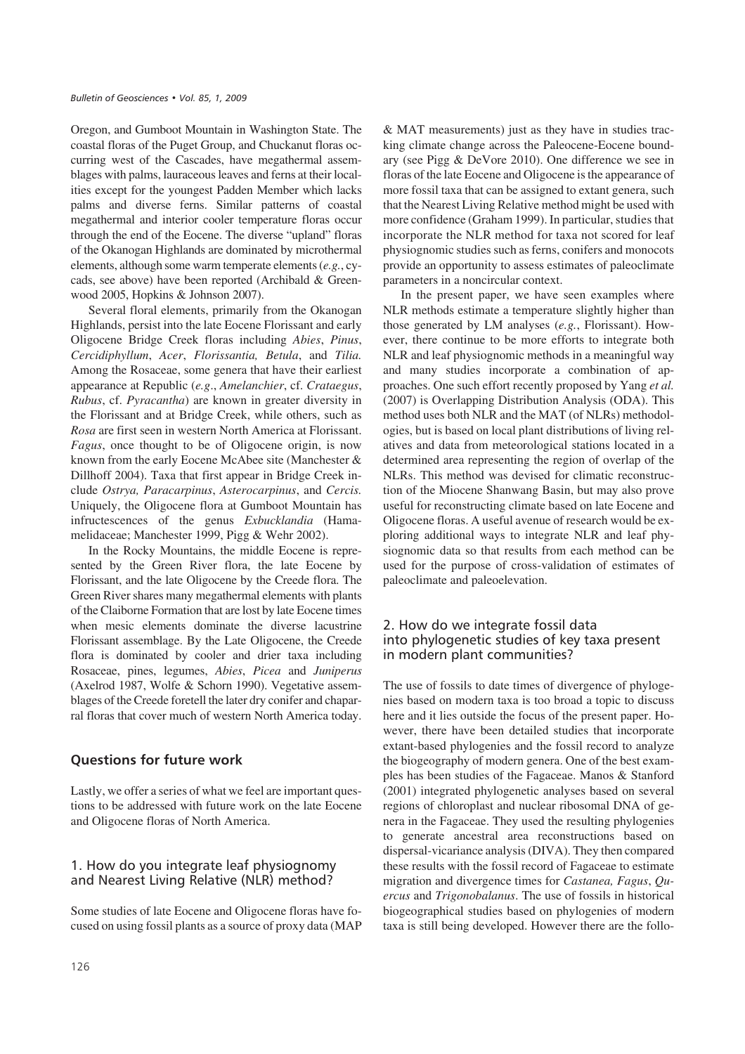Oregon, and Gumboot Mountain in Washington State. The coastal floras of the Puget Group, and Chuckanut floras occurring west of the Cascades, have megathermal assemblages with palms, lauraceous leaves and ferns at their localities except for the youngest Padden Member which lacks palms and diverse ferns. Similar patterns of coastal megathermal and interior cooler temperature floras occur through the end of the Eocene. The diverse "upland" floras of the Okanogan Highlands are dominated by microthermal elements, although some warm temperate elements (*e.g.*, cycads, see above) have been reported (Archibald & Greenwood 2005, Hopkins & Johnson 2007).

Several floral elements, primarily from the Okanogan Highlands, persist into the late Eocene Florissant and early Oligocene Bridge Creek floras including *Abies*, *Pinus*, *Cercidiphyllum*, *Acer*, *Florissantia, Betula*, and *Tilia.* Among the Rosaceae, some genera that have their earliest appearance at Republic (*e.g*., *Amelanchier*, cf. *Crataegus*, *Rubus*, cf. *Pyracantha*) are known in greater diversity in the Florissant and at Bridge Creek, while others, such as *Rosa* are first seen in western North America at Florissant. *Fagus*, once thought to be of Oligocene origin, is now known from the early Eocene McAbee site (Manchester & Dillhoff 2004). Taxa that first appear in Bridge Creek include *Ostrya, Paracarpinus*, *Asterocarpinus*, and *Cercis.* Uniquely, the Oligocene flora at Gumboot Mountain has infructescences of the genus *Exbucklandia* (Hamamelidaceae; Manchester 1999, Pigg & Wehr 2002).

In the Rocky Mountains, the middle Eocene is represented by the Green River flora, the late Eocene by Florissant, and the late Oligocene by the Creede flora. The Green River shares many megathermal elements with plants of the Claiborne Formation that are lost by late Eocene times when mesic elements dominate the diverse lacustrine Florissant assemblage. By the Late Oligocene, the Creede flora is dominated by cooler and drier taxa including Rosaceae, pines, legumes, *Abies*, *Picea* and *Juniperus* (Axelrod 1987, Wolfe & Schorn 1990). Vegetative assemblages of the Creede foretell the later dry conifer and chaparral floras that cover much of western North America today.

## Questions for future work

Lastly, we offer a series of what we feel are important questions to be addressed with future work on the late Eocene and Oligocene floras of North America.

### 1. How do you integrate leaf physiognomy and Nearest Living Relative (NLR) method?

Some studies of late Eocene and Oligocene floras have focused on using fossil plants as a source of proxy data (MAP & MAT measurements) just as they have in studies tracking climate change across the Paleocene-Eocene boundary (see Pigg & DeVore 2010). One difference we see in floras of the late Eocene and Oligocene is the appearance of more fossil taxa that can be assigned to extant genera, such that the Nearest Living Relative method might be used with more confidence (Graham 1999). In particular, studies that incorporate the NLR method for taxa not scored for leaf physiognomic studies such as ferns, conifers and monocots provide an opportunity to assess estimates of paleoclimate parameters in a noncircular context.

In the present paper, we have seen examples where NLR methods estimate a temperature slightly higher than those generated by LM analyses (*e.g.*, Florissant). However, there continue to be more efforts to integrate both NLR and leaf physiognomic methods in a meaningful way and many studies incorporate a combination of approaches. One such effort recently proposed by Yang *et al.* (2007) is Overlapping Distribution Analysis (ODA). This method uses both NLR and the MAT (of NLRs) methodologies, but is based on local plant distributions of living relatives and data from meteorological stations located in a determined area representing the region of overlap of the NLRs. This method was devised for climatic reconstruction of the Miocene Shanwang Basin, but may also prove useful for reconstructing climate based on late Eocene and Oligocene floras. A useful avenue of research would be exploring additional ways to integrate NLR and leaf physiognomic data so that results from each method can be used for the purpose of cross-validation of estimates of paleoclimate and paleoelevation.

### 2. How do we integrate fossil data into phylogenetic studies of key taxa present in modern plant communities?

The use of fossils to date times of divergence of phylogenies based on modern taxa is too broad a topic to discuss here and it lies outside the focus of the present paper. However, there have been detailed studies that incorporate extant-based phylogenies and the fossil record to analyze the biogeography of modern genera. One of the best examples has been studies of the Fagaceae. Manos & Stanford (2001) integrated phylogenetic analyses based on several regions of chloroplast and nuclear ribosomal DNA of genera in the Fagaceae. They used the resulting phylogenies to generate ancestral area reconstructions based on dispersal-vicariance analysis (DIVA). They then compared these results with the fossil record of Fagaceae to estimate migration and divergence times for *Castanea, Fagus*, *Quercus* and *Trigonobalanus*. The use of fossils in historical biogeographical studies based on phylogenies of modern taxa is still being developed. However there are the follo-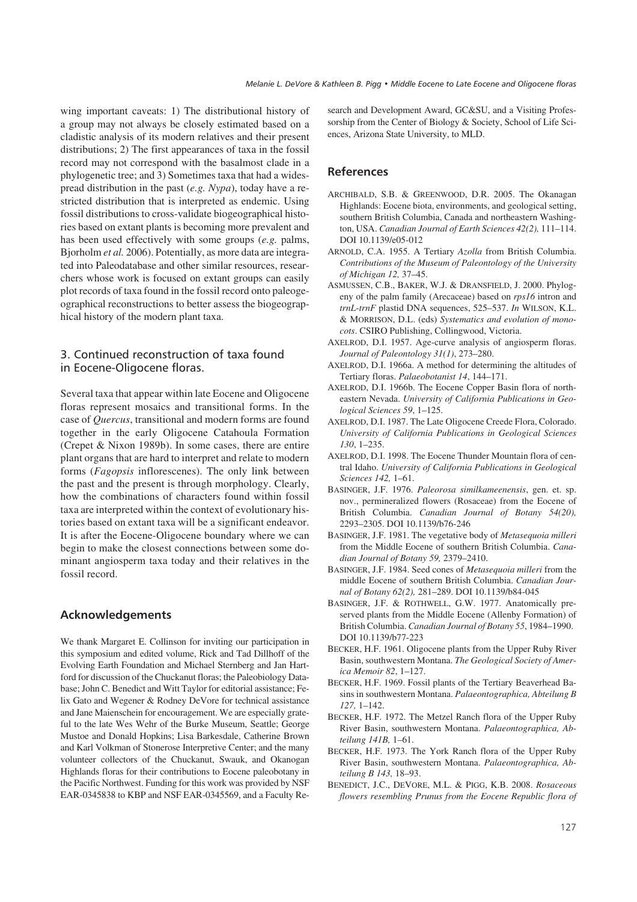wing important caveats: 1) The distributional history of a group may not always be closely estimated based on a cladistic analysis of its modern relatives and their present distributions; 2) The first appearances of taxa in the fossil record may not correspond with the basalmost clade in a phylogenetic tree; and 3) Sometimes taxa that had a widespread distribution in the past (*e.g. Nypa*), today have a restricted distribution that is interpreted as endemic. Using fossil distributions to cross-validate biogeographical histories based on extant plants is becoming more prevalent and has been used effectively with some groups (*e.g.* palms, Bjorholm *et al.* 2006). Potentially, as more data are integrated into Paleodatabase and other similar resources, researchers whose work is focused on extant groups can easily plot records of taxa found in the fossil record onto paleogeographical reconstructions to better assess the biogeographical history of the modern plant taxa.

### 3. Continued reconstruction of taxa found in Eocene-Oligocene floras.

Several taxa that appear within late Eocene and Oligocene floras represent mosaics and transitional forms. In the case of *Quercus*, transitional and modern forms are found together in the early Oligocene Catahoula Formation (Crepet & Nixon 1989b). In some cases, there are entire plant organs that are hard to interpret and relate to modern forms (*Fagopsis* inflorescenes). The only link between the past and the present is through morphology. Clearly, how the combinations of characters found within fossil taxa are interpreted within the context of evolutionary histories based on extant taxa will be a significant endeavor. It is after the Eocene-Oligocene boundary where we can begin to make the closest connections between some dominant angiosperm taxa today and their relatives in the fossil record.

## Acknowledgements

We thank Margaret E. Collinson for inviting our participation in this symposium and edited volume, Rick and Tad Dillhoff of the Evolving Earth Foundation and Michael Sternberg and Jan Hartford for discussion of the Chuckanut floras; the Paleobiology Database; John C. Benedict and Witt Taylor for editorial assistance; Felix Gato and Wegener & Rodney DeVore for technical assistance and Jane Maienschein for encouragement. We are especially grateful to the late Wes Wehr of the Burke Museum, Seattle; George Mustoe and Donald Hopkins; Lisa Barkesdale, Catherine Brown and Karl Volkman of Stonerose Interpretive Center; and the many volunteer collectors of the Chuckanut, Swauk, and Okanogan Highlands floras for their contributions to Eocene paleobotany in the Pacific Northwest. Funding for this work was provided by NSF EAR-0345838 to KBP and NSF EAR-0345569, and a Faculty Research and Development Award, GC&SU, and a Visiting Professorship from the Center of Biology & Society, School of Life Sciences, Arizona State University, to MLD.

## References

ARCHIBALD, S.B. & GREENWOOD, D.R. 2005. The Okanagan Highlands: Eocene biota, environments, and geological setting, southern British Columbia, Canada and northeastern Washington, USA. *Canadian Journal of Earth Sciences 42(2),* 111–114. DOI 10.1139/e05-012

ARNOLD, C.A. 1955. A Tertiary *Azolla* from British Columbia. *Contributions of the Museum of Paleontology of the University of Michigan 12,* 37–45.

ASMUSSEN, C.B., BAKER, W.J. & DRANSFIELD, J. 2000. Phylogeny of the palm family (Arecaceae) based on *rps16* intron and *trnL-trnF* plastid DNA sequences, 525–537. *In* WILSON, K.L. & MORRISON, D.L. (eds) *Systematics and evolution of monocots*. CSIRO Publishing, Collingwood, Victoria.

AXELROD, D.I. 1957. Age-curve analysis of angiosperm floras. *Journal of Paleontology 31(1)*, 273–280.

AXELROD, D.I. 1966a. A method for determining the altitudes of Tertiary floras. *Palaeobotanist 14*, 144–171.

AXELROD, D.I. 1966b. The Eocene Copper Basin flora of northeastern Nevada. *University of California Publications in Geological Sciences 59*, 1–125.

AXELROD, D.I. 1987. The Late Oligocene Creede Flora, Colorado. *University of California Publications in Geological Sciences 130*, 1–235.

AXELROD, D.I. 1998. The Eocene Thunder Mountain flora of central Idaho. *University of California Publications in Geological Sciences 142,* 1–61.

BASINGER, J.F. 1976. *Paleorosa similkameenensis*, gen. et. sp. nov., permineralized flowers (Rosaceae) from the Eocene of British Columbia. *Canadian Journal of Botany 54(20),* 2293–2305. DOI 10.1139/b76-246

BASINGER, J.F. 1981. The vegetative body of *Metasequoia milleri* from the Middle Eocene of southern British Columbia. *Canadian Journal of Botany 59,* 2379–2410.

BASINGER, J.F. 1984. Seed cones of *Metasequoia milleri* from the middle Eocene of southern British Columbia. *Canadian Journal of Botany 62(2),* 281–289. DOI 10.1139/b84-045

BASINGER, J.F. & ROTHWELL, G.W. 1977. Anatomically preserved plants from the Middle Eocene (Allenby Formation) of British Columbia. *Canadian Journal of Botany 55*, 1984–1990. DOI 10.1139/b77-223

BECKER, H.F. 1961. Oligocene plants from the Upper Ruby River Basin, southwestern Montana. *The Geological Society of America Memoir 82*, 1–127.

BECKER, H.F. 1969. Fossil plants of the Tertiary Beaverhead Basins in southwestern Montana. *Palaeontographica, Abteilung B 127,* 1–142.

BECKER, H.F. 1972. The Metzel Ranch flora of the Upper Ruby River Basin, southwestern Montana. *Palaeontographica, Abteilung 141B,* 1–61.

BECKER, H.F. 1973. The York Ranch flora of the Upper Ruby River Basin, southwestern Montana. *Palaeontographica, Abteilung B 143,* 18–93.

BENEDICT, J.C., DEVORE, M.L. & PIGG, K.B. 2008. *Rosaceous flowers resembling Prunus from the Eocene Republic flora of*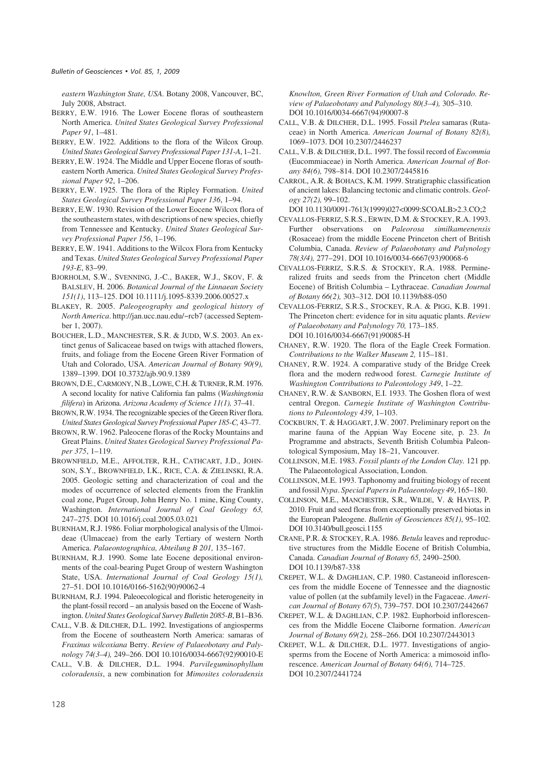eastern Washington State, USA. Botany 2008, Vancouver, BC, July 2008, Abstract.

BERRY, E.W. 1916. The Lower Eocene floras of southeastern North America. *United States Geological Survey Professional Paper 91*, 1–481.

BERRY, E.W. 1922. Additions to the flora of the Wilcox Group. *United States Geological Survey Professional Paper 131-A*, 1–21.

BERRY, E.W. 1924. The Middle and Upper Eocene floras of southeastern North America. *United States Geological Survey Professional Paper 92*, 1–206.

BERRY, E.W. 1925. The flora of the Ripley Formation. *United States Geological Survey Professional Paper 136*, 1–94.

BERRY, E.W. 1930. Revision of the Lower Eocene Wilcox flora of the southeastern states, with descriptions of new species, chiefly from Tennessee and Kentucky. *United States Geological Survey Professional Paper 156*, 1–196.

BERRY, E.W. 1941. Additions to the Wilcox Flora from Kentucky and Texas. *United States Geological Survey Professional Paper 193-E*, 83–99.

BJORHOLM, S.W., SVENNING, J.-C., BAKER, W.J., SKOV, F. & BALSLEV, H. 2006. *Botanical Journal of the Linnaean Society 151(1)*, 113–125. DOI 10.1111/j.1095-8339.2006.00527.x

BLAKEY, R. 2005. *Paleogeography and geological history of North America*. http://jan.ucc.nau.edu/~rcb7 (accessed September 1, 2007).

BOUCHER, L.D., MANCHESTER, S.R. & JUDD, W.S. 2003. An extinct genus of Salicaceae based on twigs with attached flowers, fruits, and foliage from the Eocene Green River Formation of Utah and Colorado, USA. *American Journal of Botany 90(9),* 1389–1399. DOI 10.3732/ajb.90.9.1389

BROWN, D.E., CARMONY, N.B., LOWE, C.H. & TURNER, R.M. 1976. A second locality for native California fan palms (*Washingtonia filifera*) in Arizona. *Arizona Academy of Science 11(1),* 37–41.

BROWN, R.W. 1934. The recognizable species of the Green River flora. *United States Geological Survey Professional Paper 185-C,* 43–77.

BROWN, R.W. 1962. Paleocene floras of the Rocky Mountains and Great Plains. *United States Geological Survey Professional Paper 375*, 1–119.

BROWNFIELD, M.E., AFFOLTER, R.H., CATHCART, J.D., JOHNSON, S.Y., BROWNFIELD, I.K., RICE, C.A. & ZIELINSKI, R.A. 2005. Geologic setting and characterization of coal and the modes of occurrence of selected elements from the Franklin coal zone, Puget Group, John Henry No. 1 mine, King County, Washington. *International Journal of Coal Geology 63,* 247–275. DOI 10.1016/j.coal.2005.03.021

BURNHAM, R.J. 1986. Foliar morphological analysis of the Ulmoideae (Ulmaceae) from the early Tertiary of western North America. *Palaeontographica, Abteilung B 201,* 135–167.

BURNHAM, R.J. 1990. Some late Eocene depositional environments of the coal-bearing Puget Group of western Washington State, USA. *International Journal of Coal Geology 15(1),* 27–51. DOI 10.1016/0166-5162(90)90062-4

BURNHAM, R.J. 1994. Paleoecological and floristic heterogeneity in the plant-fossil record – an analysis based on the Eocene of Washington. *United States Geological Survey Bulletin 2085-B*, B1–B36.

CALL, V.B. & DILCHER, D.L. 1992. Investigations of angiosperms from the Eocene of southeastern North America: samaras of *Fraxinus wilcoxiana* Berry. *Review of Palaeobotany and Palynology 74(3–4),* 249–266. DOI 10.1016/0034-6667(92)90010-E

CALL, V.B. & DILCHER, D.L. 1994. *Parvileguminophyllum coloradensis*, a new combination for *Mimosites coloradensis* Knowlton, Green River Formation of Utah and Colorado. *Review of Palaeobotany and Palynology 80(3–4),* 305–310. DOI 10.1016/0034-6667(94)90007-8

CALL, V.B. & DILCHER, D.L. 1995. Fossil *Ptelea* samaras (Rutaceae) in North America. *American Journal of Botany 82(8),* 1069–1073. DOI 10.2307/2446237

CALL, V.B. & DILCHER, D.L. 1997. The fossil record of *Eucommia* (Eucommiaceae) in North America. *American Journal of Botany 84(6),* 798–814. DOI 10.2307/2445816

CARROL, A.R. & BOHACS, K.M. 1999. Stratigraphic classification of ancient lakes: Balancing tectonic and climatic controls. *Geology 27(2),* 99–102. DOI 10.1130/0091-7613(1999)027<0099:SCOALB>2.3.CO;2

CEVALLOS-FERRIZ, S.R.S., ERWIN, D.M. & STOCKEY, R.A. 1993. Further observations on *Paleorosa similkameenensis* (Rosaceae) from the middle Eocene Princeton chert of British Columbia, Canada. *Review of Palaeobotany and Palynology 78(3/4),* 277–291. DOI 10.1016/0034-6667(93)90068-6

CEVALLOS-FERRIZ, S.R.S. & STOCKEY, R.A. 1988. Permineralized fruits and seeds from the Princeton chert (Middle Eocene) of British Columbia – Lythraceae. *Canadian Journal of Botany 66(2),* 303–312. DOI 10.1139/b88-050

CEVALLOS-FERRIZ, S.R.S., STOCKEY, R.A. & PIGG, K.B. 1991. The Princeton chert: evidence for in situ aquatic plants. *Review of Palaeobotany and Palynology 70,* 173–185. DOI 10.1016/0034-6667(91)90085-H

CHANEY, R.W. 1920. The flora of the Eagle Creek Formation. *Contributions to the Walker Museum 2,* 115–181.

CHANEY, R.W. 1924. A comparative study of the Bridge Creek flora and the modern redwood forest. *Carnegie Institute of Washington Contributions to Paleontology 349*, 1–22.

CHANEY, R.W. & SANBORN, E.I. 1933. The Goshen flora of west central Oregon. *Carnegie Institute of Washington Contributions to Paleontology 439*, 1–103.

COCKBURN, T. & HAGGART, J.W. 2007. Preliminary report on the marine fauna of the Appian Way Eocene site, p. 23. *In* Programme and abstracts, Seventh British Columbia Paleontological Symposium, May 18–21, Vancouver.

COLLINSON, M.E. 1983. *Fossil plants of the London Clay.* 121 pp. The Palaeontological Association, London.

COLLINSON, M.E. 1993. Taphonomy and fruiting biology of recent and fossil *Nypa*. *Special Papers in Palaeontology 49*, 165–180.

COLLINSON, M.E., MANCHESTER, S.R., WILDE, V. & HAYES, P. 2010. Fruit and seed floras from exceptionally preserved biotas in the European Paleogene. *Bulletin of Geosciences 85(1)*, 95–102. DOI 10.3140/bull.geosci.1155

CRANE, P.R. & STOCKEY, R.A. 1986. *Betula* leaves and reproductive structures from the Middle Eocene of British Columbia, Canada. *Canadian Journal of Botany 65,* 2490–2500. DOI 10.1139/b87-338

CREPET, W.L. & DAGHLIAN, C.P. 1980. Castaneoid inflorescences from the middle Eocene of Tennessee and the diagnostic value of pollen (at the subfamily level) in the Fagaceae. *American Journal of Botany 67(5*), 739–757. DOI 10.2307/2442667

CREPET, W.L. & DAGHLIAN, C.P. 1982. Euphorboid inflorescences from the Middle Eocene Claiborne formation. *American Journal of Botany 69(2),* 258–266. DOI 10.2307/2443013

CREPET, W.L. & DILCHER, D.L. 1977. Investigations of angiosperms from the Eocene of North America: a mimosoid inflorescence. *American Journal of Botany 64(6),* 714–725. DOI 10.2307/2441724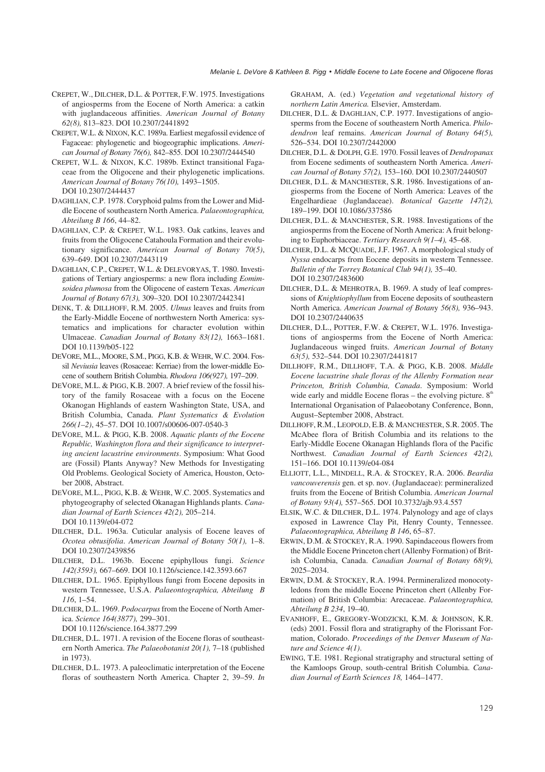CREPET, W., DILCHER, D.L. & POTTER, F.W. 1975. Investigations of angiosperms from the Eocene of North America: a catkin with juglandaceous affinities. *American Journal of Botany 62(8),* 813–823. DOI 10.2307/2441892

CREPET, W.L. & NIXON, K.C. 1989a. Earliest megafossil evidence of Fagaceae: phylogenetic and biogeographic implications. *American Journal of Botany 76(6),* 842–855. DOI 10.2307/2444540

CREPET, W.L. & NIXON, K.C. 1989b. Extinct transitional Fagaceae from the Oligocene and their phylogenetic implications. *American Journal of Botany 76(10),* 1493–1505. DOI 10.2307/2444437

DAGHLIAN, C.P. 1978. Coryphoid palms from the Lower and Middle Eocene of southeastern North America. *Palaeontographica, Abteilung B 166*, 44–82.

DAGHLIAN, C.P. & CREPET, W.L. 1983. Oak catkins, leaves and fruits from the Oligocene Catahoula Formation and their evolutionary significance. *American Journal of Botany 70(5)*, 639–649. DOI 10.2307/2443119

DAGHLIAN, C.P., CREPET, W.L. & DELEVORYAS, T. 1980. Investigations of Tertiary angiosperms: a new flora including *Eomimsoidea plumosa* from the Oligocene of eastern Texas. *American Journal of Botany 67(3),* 309–320. DOI 10.2307/2442341

DENK, T. & DILLHOFF, R.M. 2005. *Ulmus* leaves and fruits from the Early-Middle Eocene of northwestern North America: systematics and implications for character evolution within Ulmaceae. *Canadian Journal of Botany 83(12),* 1663–1681. DOI 10.1139/b05-122

DEVORE, M.L., MOORE, S.M., PIGG, K.B. & WEHR, W.C. 2004. Fossil *Neviusia* leaves (Rosaceae: Kerriae) from the lower-middle Eocene of southern British Columbia. *Rhodora 106(927),* 197–209.

DEVORE, M.L. & PIGG, K.B. 2007. A brief review of the fossil history of the family Rosaceae with a focus on the Eocene Okanogan Highlands of eastern Washington State, USA, and British Columbia, Canada. *Plant Systematics & Evolution 266(1–2)*, 45–57. DOI 10.1007/s00606-007-0540-3

DEVORE, M.L. & PIGG, K.B. 2008. *Aquatic plants of the Eocene Republic, Washington flora and their significance to interpreting ancient lacustrine environments*. Symposium: What Good are (Fossil) Plants Anyway? New Methods for Investigating Old Problems. Geological Society of America, Houston, October 2008, Abstract.

DEVORE, M.L., PIGG, K.B. & WEHR, W.C. 2005. Systematics and phytogeography of selected Okanagan Highlands plants. *Canadian Journal of Earth Sciences 42(2),* 205–214. DOI 10.1139/e04-072

DILCHER, D.L. 1963a. Cuticular analysis of Eocene leaves of *Ocotea obtusifolia*. *American Journal of Botany 50(1),* 1–8. DOI 10.2307/2439856

DILCHER, D.L. 1963b. Eocene epiphyllous fungi. *Science 142(3593),* 667–669. DOI 10.1126/science.142.3593.667

DILCHER, D.L. 1965. Epiphyllous fungi from Eocene deposits in western Tennessee, U.S.A. *Palaeontographica, Abteilung B 116*, 1–54.

DILCHER, D.L. 1969. *Podocarpus* from the Eocene of North America. *Science 164(3877),* 299–301. DOI 10.1126/science.164.3877.299

DILCHER, D.L. 1971. A revision of the Eocene floras of southeastern North America. *The Palaeobotanist 20(1),* 7–18 (published in 1973).

DILCHER, D.L. 1973. A paleoclimatic interpretation of the Eocene floras of southeastern North America. Chapter 2, 39–59. *In* GRAHAM, A. (ed.) *Vegetation and vegetational history of northern Latin America.* Elsevier, Amsterdam.

DILCHER, D.L. & DAGHLIAN, C.P. 1977. Investigations of angiosperms from the Eocene of southeastern North America. *Philodendron* leaf remains. *American Journal of Botany 64(5),* 526–534. DOI 10.2307/2442000

DILCHER, D.L. & DOLPH, G.E. 1970. Fossil leaves of *Dendropanax* from Eocene sediments of southeastern North America. *American Journal of Botany 57(2),* 153–160. DOI 10.2307/2440507

DILCHER, D.L. & MANCHESTER, S.R. 1986. Investigations of angiosperms from the Eocene of North America: Leaves of the Engelhardieae (Juglandaceae). *Botanical Gazette 147(2),* 189–199. DOI 10.1086/337586

DILCHER, D.L. & MANCHESTER, S.R. 1988. Investigations of the angiosperms from the Eocene of North America: A fruit belonging to Euphorbiaceae. *Tertiary Research 9(1–4),* 45–68.

DILCHER, D.L. & MCQUADE, J.F. 1967. A morphological study of *Nyssa* endocarps from Eocene deposits in western Tennessee. *Bulletin of the Torrey Botanical Club 94(1),* 35–40. DOI 10.2307/2483600

DILCHER, D.L. & MEHROTRA, B. 1969. A study of leaf compressions of *Knightiophyllum* from Eocene deposits of southeastern North America. *American Journal of Botany 56(8),* 936–943. DOI 10.2307/2440635

DILCHER, D.L., POTTER, F.W. & CREPET, W.L. 1976. Investigations of angiosperms from the Eocene of North America: Juglandaceous winged fruits. *American Journal of Botany 63(5),* 532–544. DOI 10.2307/2441817

DILLHOFF, R.M., DILLHOFF, T.A. & PIGG, K.B. 2008. *Middle Eocene lacustrine shale floras of the Allenby Formation near Princeton, British Columbia, Canada*. Symposium: World wide early and middle Eocene floras – the evolving picture. 8th International Organisation of Palaeobotany Conference, Bonn, August–September 2008, Abstract.

DILLHOFF, R.M., LEOPOLD, E.B. & MANCHESTER, S.R. 2005. The McAbee flora of British Columbia and its relations to the Early-Middle Eocene Okanagan Highlands flora of the Pacific Northwest. *Canadian Journal of Earth Sciences 42(2),* 151–166. DOI 10.1139/e04-084

ELLIOTT, L.L., MINDELL, R.A. & STOCKEY, R.A. 2006. *Beardia vancouverensis* gen. et sp. nov. (Juglandaceae): permineralized fruits from the Eocene of British Columbia. *American Journal of Botany 93(4),* 557–565. DOI 10.3732/ajb.93.4.557

ELSIK, W.C. & DILCHER, D.L. 1974. Palynology and age of clays exposed in Lawrence Clay Pit, Henry County, Tennessee. *Palaeontographica, Abteilung B 146*, 65–87.

ERWIN, D.M. & STOCKEY, R.A. 1990. Sapindaceous flowers from the Middle Eocene Princeton chert (Allenby Formation) of British Columbia, Canada. *Canadian Journal of Botany 68(9),* 2025–2034.

ERWIN, D.M. & STOCKEY, R.A. 1994. Permineralized monocotyledons from the middle Eocene Princeton chert (Allenby Formation) of British Columbia: Arecaceae. *Palaeontographica, Abteilung B 234*, 19–40.

EVANHOFF, E., GREGORY-WODZICKI, K.M. & JOHNSON, K.R. (eds) 2001. Fossil flora and stratigraphy of the Florissant Formation, Colorado. *Proceedings of the Denver Museum of Nature and Science 4(1)*.

EWING, T.E. 1981. Regional stratigraphy and structural setting of the Kamloops Group, south-central British Columbia. *Canadian Journal of Earth Sciences 18,* 1464–1477.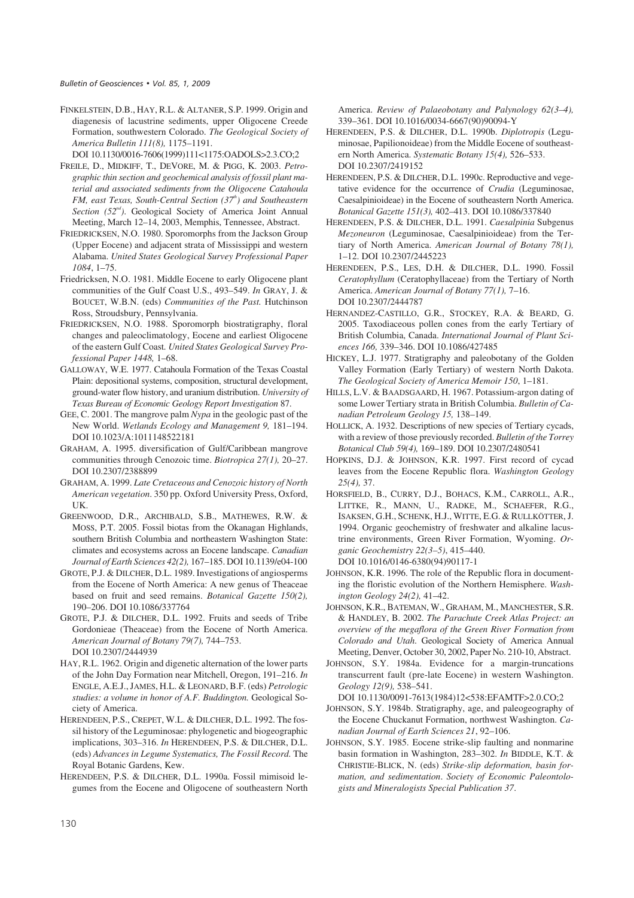FINKELSTEIN, D.B., HAY, R.L. & ALTANER, S.P. 1999. Origin and diagenesis of lacustrine sediments, upper Oligocene Creede Formation, southwestern Colorado. *The Geological Society of America Bulletin 111(8),* 1175–1191. DOI 10.1130/0016-7606(1999)111<1175:OADOLS>2.3.CO;2

FREILE, D., MIDKIFF, T., DEVORE, M. & PIGG, K. 2003. *Petrographic thin section and geochemical analysis of fossil plant material and associated sediments from the Oligocene Catahoula FM, east Texas, South-Central Section ($37^{th}$) and Southeastern Section ($52^{nd}$).* Geological Society of America Joint Annual Meeting, March 12–14, 2003, Memphis, Tennessee, Abstract.

FRIEDRICKSEN, N.O. 1980. Sporomorphs from the Jackson Group (Upper Eocene) and adjacent strata of Mississippi and western Alabama. *United States Geological Survey Professional Paper 1084*, 1–75.

Friedricksen, N.O. 1981. Middle Eocene to early Oligocene plant communities of the Gulf Coast U.S., 493–549. *In* GRAY, J. & BOUCET, W.B.N. (eds) *Communities of the Past.* Hutchinson Ross, Stroudsbury, Pennsylvania.

FRIEDRICKSEN, N.O. 1988. Sporomorph biostratigraphy, floral changes and paleoclimatology, Eocene and earliest Oligocene of the eastern Gulf Coast. *United States Geological Survey Professional Paper 1448,* 1–68.

GALLOWAY, W.E. 1977. Catahoula Formation of the Texas Coastal Plain: depositional systems, composition, structural development, ground-water flow history, and uranium distribution. *University of Texas Bureau of Economic Geology Report Investigation* 87.

GEE, C. 2001. The mangrove palm *Nypa* in the geologic past of the New World. *Wetlands Ecology and Management 9,* 181–194. DOI 10.1023/A:1011148522181

GRAHAM, A. 1995. diversification of Gulf/Caribbean mangrove communities through Cenozoic time. *Biotropica 27(1),* 20–27. DOI 10.2307/2388899

GRAHAM, A. 1999. *Late Cretaceous and Cenozoic history of North American vegetation*. 350 pp. Oxford University Press, Oxford, UK.

GREENWOOD, D.R., ARCHIBALD, S.B., MATHEWES, R.W. & MOSS, P.T. 2005. Fossil biotas from the Okanagan Highlands, southern British Columbia and northeastern Washington State: climates and ecosystems across an Eocene landscape. *Canadian Journal of Earth Sciences 42(2),* 167–185. DOI 10.1139/e04-100

GROTE, P.J. & DILCHER, D.L. 1989. Investigations of angiosperms from the Eocene of North America: A new genus of Theaceae based on fruit and seed remains. *Botanical Gazette 150(2),* 190–206. DOI 10.1086/337764

GROTE, P.J. & DILCHER, D.L. 1992. Fruits and seeds of Tribe Gordonieae (Theaceae) from the Eocene of North America. *American Journal of Botany 79(7),* 744–753. DOI 10.2307/2444939

HAY, R.L. 1962. Origin and digenetic alternation of the lower parts of the John Day Formation near Mitchell, Oregon, 191–216. *In* ENGLE, A.E.J., JAMES, H.L. & LEONARD, B.F. (eds) *Petrologic studies: a volume in honor of A.F. Buddington.* Geological Society of America.

HERENDEEN, P.S., CREPET, W.L. & DILCHER, D.L. 1992. The fossil history of the Leguminosae: phylogenetic and biogeographic implications, 303–316. *In* HERENDEEN, P.S. & DILCHER, D.L. (eds) *Advances in Legume Systematics, The Fossil Record*. The Royal Botanic Gardens, Kew.

HERENDEEN, P.S. & DILCHER, D.L. 1990a. Fossil mimisoid legumes from the Eocene and Oligocene of southeastern North America. *Review of Palaeobotany and Palynology 62(3–4),* 339–361. DOI 10.1016/0034-6667(90)90094-Y

HERENDEEN, P.S. & DILCHER, D.L. 1990b. *Diplotropis* (Leguminosae, Papilionoideae) from the Middle Eocene of southeastern North America. *Systematic Botany 15(4),* 526–533. DOI 10.2307/2419152

HERENDEEN, P.S. & DILCHER, D.L. 1990c. Reproductive and vegetative evidence for the occurrence of *Crudia* (Leguminosae, Caesalpinioideae) in the Eocene of southeastern North America. *Botanical Gazette 151(3),* 402–413. DOI 10.1086/337840

HERENDEEN, P.S. & DILCHER, D.L. 1991. *Caesalpinia* Subgenus *Mezoneuron* (Leguminosae, Caesalpinioideae) from the Tertiary of North America. *American Journal of Botany 78(1),* 1–12. DOI 10.2307/2445223

HERENDEEN, P.S., LES, D.H. & DILCHER, D.L. 1990. Fossil *Ceratophyllum* (Ceratophyllaceae) from the Tertiary of North America. *American Journal of Botany 77(1),* 7–16. DOI 10.2307/2444787

HERNANDEZ-CASTILLO, G.R., STOCKEY, R.A. & BEARD, G. 2005. Taxodiaceous pollen cones from the early Tertiary of British Columbia, Canada. *International Journal of Plant Sciences 166,* 339–346. DOI 10.1086/427485

HICKEY, L.J. 1977. Stratigraphy and paleobotany of the Golden Valley Formation (Early Tertiary) of western North Dakota. *The Geological Society of America Memoir 150*, 1–181.

HILLS, L.V. & BAADSGAARD, H. 1967. Potassium-argon dating of some Lower Tertiary strata in British Columbia. *Bulletin of Canadian Petroleum Geology 15,* 138–149.

HOLLICK, A. 1932. Descriptions of new species of Tertiary cycads, with a review of those previously recorded. *Bulletin of the Torrey Botanical Club 59(4),* 169–189. DOI 10.2307/2480541

HOPKINS, D.J. & JOHNSON, K.R. 1997. First record of cycad leaves from the Eocene Republic flora. *Washington Geology 25(4),* 37.

HORSFIELD, B., CURRY, D.J., BOHACS, K.M., CARROLL, A.R., LITTKE, R., MANN, U., RADKE, M., SCHAEFER, R.G., ISAKSEN, G.H., SCHENK, H.J., WITTE, E.G. & RULLKÖTTER, J. 1994. Organic geochemistry of freshwater and alkaline lacustrine environments, Green River Formation, Wyoming. *Organic Geochemistry 22(3–5)*, 415–440. DOI 10.1016/0146-6380(94)90117-1

JOHNSON, K.R. 1996. The role of the Republic flora in documenting the floristic evolution of the Northern Hemisphere. *Washington Geology 24(2),* 41–42.

JOHNSON, K.R., BATEMAN, W., GRAHAM, M., MANCHESTER, S.R. & HANDLEY, B. 2002. *The Parachute Creek Atlas Project: an overview of the megaflora of the Green River Formation from Colorado and Utah.* Geological Society of America Annual Meeting, Denver, October 30, 2002, Paper No. 210-10, Abstract.

JOHNSON, S.Y. 1984a. Evidence for a margin-truncations transcurrent fault (pre-late Eocene) in western Washington. *Geology 12(9),* 538–541. DOI 10.1130/0091-7613(1984)12<538:EFAMTF>2.0.CO;2

JOHNSON, S.Y. 1984b. Stratigraphy, age, and paleogeography of the Eocene Chuckanut Formation, northwest Washington. *Canadian Journal of Earth Sciences 21*, 92–106.

JOHNSON, S.Y. 1985. Eocene strike-slip faulting and nonmarine basin formation in Washington, 283–302. *In* BIDDLE, K.T. & CHRISTIE-BLICK, N. (eds) *Strike-slip deformation, basin formation, and sedimentation*. *Society of Economic Paleontologists and Mineralogists Special Publication 37*.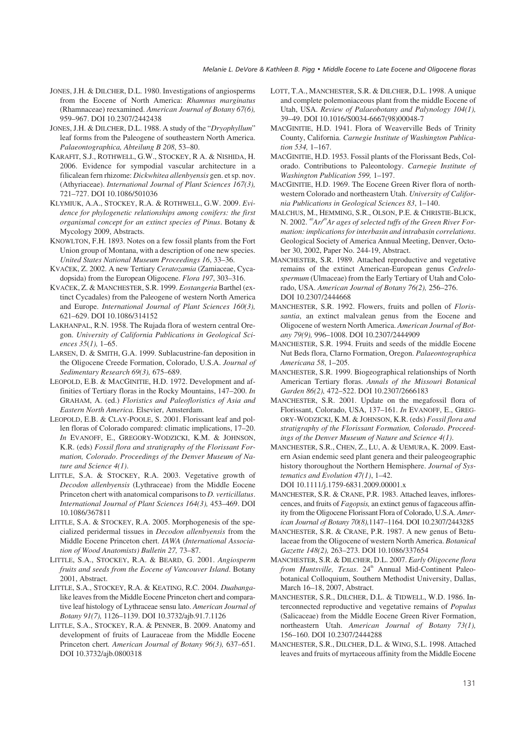JONES, J.H. & DILCHER, D.L. 1980. Investigations of angiosperms from the Eocene of North America: *Rhamnus marginatus* (Rhamnaceae) reexamined. *American Journal of Botany 67(6),* 959–967. DOI 10.2307/2442438

JONES, J.H. & DILCHER, D.L. 1988. A study of the "*Dryophyllum*" leaf forms from the Paleogene of southeastern North America. *Palaeontographica, Abteilung B 208*, 53–80.

KARAFIT, S.J., ROTHWELL, G.W., STOCKEY, R A. & NISHIDA, H. 2006. Evidence for sympodial vascular architecture in a filicalean fern rhizome: *Dickwhitea allenbyensis* gen. et sp. nov. (Athyriaceae). *International Journal of Plant Sciences 167(3),* 721–727. DOI 10.1086/501036

KLYMIUK, A.A., STOCKEY, R.A. & ROTHWELL, G.W. 2009. *Evidence for phylogenetic relationships among conifers: the first organismal concept for an extinct species of Pinus*. Botany & Mycology 2009, Abstracts.

KNOWLTON, F.H. 1893. Notes on a few fossil plants from the Fort Union group of Montana, with a description of one new species. *United States National Museum Proceedings 16*, 33–36.

KVAČEK, Z. 2002. A new Tertiary *Ceratozamia* (Zamiaceae, Cycadopsida) from the European Oligocene. *Flora 197*, 303–316.

KVAČEK, Z. & MANCHESTER, S.R. 1999. *Eostangeria* Barthel (extinct Cycadales) from the Paleogene of western North America and Europe. *International Journal of Plant Sciences 160(3),* 621–629. DOI 10.1086/314152

LAKHANPAL, R.N. 1958. The Rujada flora of western central Oregon. *University of California Publications in Geological Sciences 35(1),* 1–65.

LARSEN, D. & SMITH, G.A. 1999. Sublacustrine-fan deposition in the Oligocene Creede Formation, Colorado, U.S.A. *Journal of Sedimentary Research 69(3),* 675–689.

LEOPOLD, E.B. & MACGINITIE, H.D. 1972. Development and affinities of Tertiary floras in the Rocky Mountains, 147–200. *In* GRAHAM, A. (ed.) *Floristics and Paleofloristics of Asia and Eastern North America.* Elsevier, Amsterdam.

LEOPOLD, E.B. & CLAY-POOLE, S. 2001. Florissant leaf and pollen floras of Colorado compared: climatic implications, 17–20. *In* EVANOFF, E., GREGORY-WODZICKI, K.M. & JOHNSON, K.R. (eds) *Fossil flora and stratigraphy of the Florissant Formation, Colorado*. *Proceedings of the Denver Museum of Nature and Science 4(1).*

LITTLE, S.A. & STOCKEY, R.A. 2003. Vegetative growth of *Decodon allenbyensis* (Lythraceae) from the Middle Eocene Princeton chert with anatomical comparisons to *D. verticillatus*. *International Journal of Plant Sciences 164(3),* 453–469. DOI 10.1086/367811

LITTLE, S.A. & STOCKEY, R.A. 2005. Morphogenesis of the specialized peridermal tissues in *Decodon allenbyensis* from the Middle Eocene Princeton chert. *IAWA* (*International Association of Wood Anatomists) Bulletin 27,* 73–87.

LITTLE, S.A., STOCKEY, R.A. & BEARD, G. 2001. *Angiosperm fruits and seeds from the Eocene of Vancouver Island*. Botany 2001, Abstract.

LITTLE, S.A., STOCKEY, R.A. & KEATING, R.C. 2004. *Duabanga*-like leaves from the Middle Eocene Princeton chert and comparative leaf histology of Lythraceae sensu lato. *American Journal of Botany 91(7),* 1126–1139. DOI 10.3732/ajb.91.7.1126

LITTLE, S.A., STOCKEY, R.A. & PENNER, B. 2009. Anatomy and development of fruits of Lauraceae from the Middle Eocene Princeton chert. *American Journal of Botany 96(3),* 637–651. DOI 10.3732/ajb.0800318

LOTT, T.A., MANCHESTER, S.R. & DILCHER, D.L. 1998. A unique and complete polemoniaceous plant from the middle Eocene of Utah, USA. *Review of Palaeobotany and Palynology 104(1),* 39–49. DOI 10.1016/S0034-6667(98)00048-7

MACGINITIE, H.D. 1941. Flora of Weaverville Beds of Trinity County, California. *Carnegie Institute of Washington Publication 534,* 1–167.

MACGINITIE, H.D. 1953. Fossil plants of the Florissant Beds, Colorado. Contributions to Paleontology. *Carnegie Institute of Washington Publication 599,* 1–197.

MACGINITIE, H.D. 1969. The Eocene Green River flora of northwestern Colorado and northeastern Utah. *University of California Publications in Geological Sciences 83*, 1–140.

MALCHUS, M., HEMMING, S.R., OLSON, P.E. & CHRISTIE-BLICK, N. 2002. *$^{40}Ar/^{39}Ar$ ages of selected tuffs of the Green River Formation: implications for interbasin and intrabasin correlations*. Geological Society of America Annual Meeting, Denver, October 30, 2002, Paper No. 244-19, Abstract.

MANCHESTER, S.R. 1989. Attached reproductive and vegetative remains of the extinct American-European genus *Cedrelospermum* (Ulmaceae) from the Early Tertiary of Utah and Colorado, USA. *American Journal of Botany 76(2),* 256–276. DOI 10.2307/2444668

MANCHESTER, S.R. 1992. Flowers, fruits and pollen of *Florissantia*, an extinct malvalean genus from the Eocene and Oligocene of western North America. *American Journal of Botany 79(9),* 996–1008. DOI 10.2307/2444909

MANCHESTER, S.R. 1994. Fruits and seeds of the middle Eocene Nut Beds flora, Clarno Formation, Oregon. *Palaeontographica Americana 58*, 1–205.

MANCHESTER, S.R. 1999. Biogeographical relationships of North American Tertiary floras. *Annals of the Missouri Botanical Garden 86(2),* 472–522. DOI 10.2307/2666183

MANCHESTER, S.R. 2001. Update on the megafossil flora of Florissant, Colorado, USA, 137–161. *In* EVANOFF, E., GREGORY-WODZICKI, K.M. & JOHNSON, K.R. (eds) *Fossil flora and stratigraphy of the Florissant Formation, Colorado*. *Proceedings of the Denver Museum of Nature and Science 4(1).*

MANCHESTER, S.R., CHEN, Z., LU, A. & UEMURA, K. 2009. Eastern Asian endemic seed plant genera and their paleogeographic history thoroughout the Northern Hemisphere. *Journal of Systematics and Evolution 47(1)*, 1–42. DOI 10.1111/j.1759-6831.2009.00001.x

MANCHESTER, S.R. & CRANE, P.R. 1983. Attached leaves, inflorescences, and fruits of *Fagopsis,* an extinct genus of fagaceous affinity from the Oligocene Florissant Flora of Colorado, U.S.A. *American Journal of Botany 70(8),*1147–1164. DOI 10.2307/2443285

MANCHESTER, S.R. & CRANE, P.R. 1987. A new genus of Betulaceae from the Oligocene of western North America. *Botanical Gazette 148(2),* 263–273. DOI 10.1086/337654

MANCHESTER, S.R. & DILCHER, D.L. 2007. *Early Oligocene flora from Huntsville, Texas*. 24th Annual Mid-Continent Paleobotanical Colloquium, Southern Methodist University, Dallas, March 16–18, 2007, Abstract.

MANCHESTER, S.R., DILCHER, D.L. & TIDWELL, W.D. 1986. Interconnected reproductive and vegetative remains of *Populus* (Salicaceae) from the Middle Eocene Green River Formation, northeastern Utah. *American Journal of Botany 73(1),* 156–160. DOI 10.2307/2444288

MANCHESTER, S.R., DILCHER, D.L. & WING, S.L. 1998. Attached leaves and fruits of myrtaceous affinity from the Middle Eocene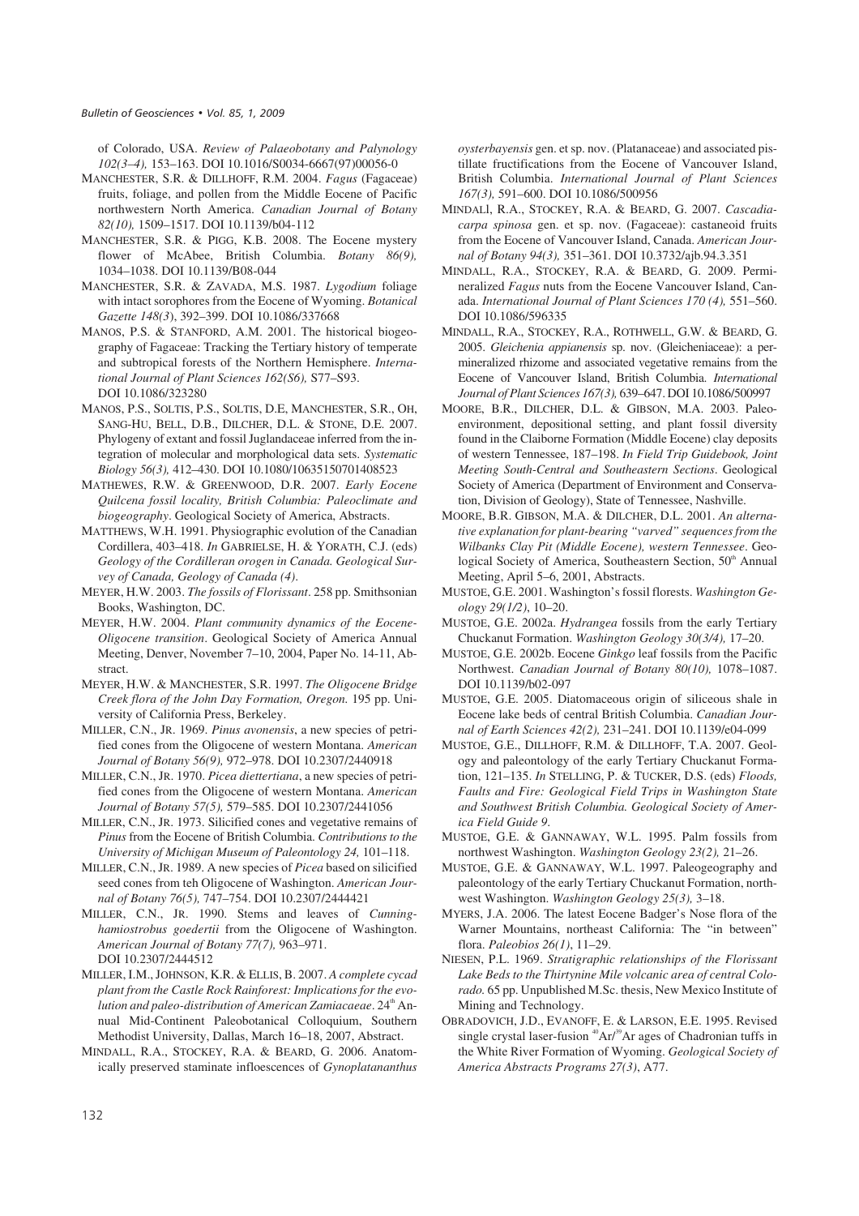of Colorado, USA. *Review of Palaeobotany and Palynology 102(3–4),* 153–163. DOI 10.1016/S0034-6667(97)00056-0

MANCHESTER, S.R. & DILLHOFF, R.M. 2004. *Fagus* (Fagaceae) fruits, foliage, and pollen from the Middle Eocene of Pacific northwestern North America. *Canadian Journal of Botany 82(10),* 1509–1517. DOI 10.1139/b04-112

MANCHESTER, S.R. & PIGG, K.B. 2008. The Eocene mystery flower of McAbee, British Columbia. *Botany 86(9),* 1034–1038. DOI 10.1139/B08-044

MANCHESTER, S.R. & ZAVADA, M.S. 1987. *Lygodium* foliage with intact sorophores from the Eocene of Wyoming. *Botanical Gazette 148(3*), 392–399. DOI 10.1086/337668

MANOS, P.S. & STANFORD, A.M. 2001. The historical biogeography of Fagaceae: Tracking the Tertiary history of temperate and subtropical forests of the Northern Hemisphere. *International Journal of Plant Sciences 162(S6),* S77–S93. DOI 10.1086/323280

MANOS, P.S., SOLTIS, P.S., SOLTIS, D.E, MANCHESTER, S.R., OH, SANG-HU, BELL, D.B., DILCHER, D.L. & STONE, D.E. 2007. Phylogeny of extant and fossil Juglandaceae inferred from the integration of molecular and morphological data sets. *Systematic Biology 56(3),* 412–430. DOI 10.1080/10635150701408523

MATHEWES, R.W. & GREENWOOD, D.R. 2007. *Early Eocene Quilcena fossil locality, British Columbia: Paleoclimate and biogeography*. Geological Society of America, Abstracts.

MATTHEWS, W.H. 1991. Physiographic evolution of the Canadian Cordillera, 403–418. *In* GABRIELSE, H. & YORATH, C.J. (eds) *Geology of the Cordilleran orogen in Canada. Geological Survey of Canada, Geology of Canada (4)*.

MEYER, H.W. 2003. *The fossils of Florissant*. 258 pp. Smithsonian Books, Washington, DC.

MEYER, H.W. 2004. *Plant community dynamics of the Eocene-Oligocene transition*. Geological Society of America Annual Meeting, Denver, November 7–10, 2004, Paper No. 14-11, Abstract.

MEYER, H.W. & MANCHESTER, S.R. 1997. *The Oligocene Bridge Creek flora of the John Day Formation, Oregon.* 195 pp. University of California Press, Berkeley.

MILLER, C.N., JR. 1969. *Pinus avonensis*, a new species of petrified cones from the Oligocene of western Montana. *American Journal of Botany 56(9),* 972–978. DOI 10.2307/2440918

MILLER, C.N., JR. 1970. *Picea diettertiana*, a new species of petrified cones from the Oligocene of western Montana. *American Journal of Botany 57(5),* 579–585. DOI 10.2307/2441056

MILLER, C.N., JR. 1973. Silicified cones and vegetative remains of *Pinus* from the Eocene of British Columbia. *Contributions to the University of Michigan Museum of Paleontology 24,* 101–118.

MILLER, C.N., JR. 1989. A new species of *Picea* based on silicified seed cones from teh Oligocene of Washington. *American Journal of Botany 76(5),* 747–754. DOI 10.2307/2444421

MILLER, C.N., JR. 1990. Stems and leaves of *Cunninghamiostrobus goedertii* from the Oligocene of Washington. *American Journal of Botany 77(7),* 963–971. DOI 10.2307/2444512

MILLER, I.M., JOHNSON, K.R. & ELLIS, B. 2007. *A complete cycad plant from the Castle Rock Rainforest: Implications for the evolution and paleo-distribution of American Zamiaceae*. 24th Annual Mid-Continent Paleobotanical Colloquium, Southern Methodist University, Dallas, March 16–18, 2007, Abstract.

MINDALL, R.A., STOCKEY, R.A. & BEARD, G. 2006. Anatomically preserved staminate infloescences of *Gynoplatananthus oysterbayensis* gen. et sp. nov. (Platanaceae) and associated pistillate fructifications from the Eocene of Vancouver Island, British Columbia. *International Journal of Plant Sciences 167(3),* 591–600. DOI 10.1086/500956

MINDALl, R.A., STOCKEY, R.A. & BEARD, G. 2007. *Cascadiacarpa spinosa* gen. et sp. nov. (Fagaceae): castaneoid fruits from the Eocene of Vancouver Island, Canada. *American Journal of Botany 94(3),* 351–361. DOI 10.3732/ajb.94.3.351

MINDALL, R.A., STOCKEY, R.A. & BEARD, G. 2009. Permineralized *Fagus* nuts from the Eocene Vancouver Island, Canada. *International Journal of Plant Sciences 170 (4),* 551–560. DOI 10.1086/596335

MINDALL, R.A., STOCKEY, R.A., ROTHWELL, G.W. & BEARD, G. 2005. *Gleichenia appianensis* sp. nov. (Gleicheniaceae): a permineralized rhizome and associated vegetative remains from the Eocene of Vancouver Island, British Columbia. *International Journal of Plant Sciences 167(3),* 639–647. DOI 10.1086/500997

MOORE, B.R., DILCHER, D.L. & GIBSON, M.A. 2003. Paleoenvironment, depositional setting, and plant fossil diversity found in the Claiborne Formation (Middle Eocene) clay deposits of western Tennessee, 187–198. *In Field Trip Guidebook, Joint Meeting South-Central and Southeastern Sections*. Geological Society of America (Department of Environment and Conservation, Division of Geology), State of Tennessee, Nashville.

MOORE, B.R. GIBSON, M.A. & DILCHER, D.L. 2001. *An alternative explanation for plant-bearing "varved" sequences from the Wilbanks Clay Pit (Middle Eocene), western Tennessee*. Geological Society of America, Southeastern Section, 50th Annual Meeting, April 5–6, 2001, Abstracts.

MUSTOE, G.E. 2001. Washington's fossil floresls. *Washington Geology 29(1/2)*, 10–20.

MUSTOE, G.E. 2002a. *Hydrangea* fossils from the early Tertiary Chuckanut Formation. *Washington Geology 30(3/4),* 17–20.

MUSTOE, G.E. 2002b. Eocene *Ginkgo* leaf fossils from the Pacific Northwest. *Canadian Journal of Botany 80(10),* 1078–1087. DOI 10.1139/b02-097

MUSTOE, G.E. 2005. Diatomaceous origin of siliceous shale in Eocene lake beds of central British Columbia. *Canadian Journal of Earth Sciences 42(2),* 231–241. DOI 10.1139/e04-099

MUSTOE, G.E., DILLHOFF, R.M. & DILLHOFF, T.A. 2007. Geology and paleontology of the early Tertiary Chuckanut Formation, 121–135. *In* STELLING, P. & TUCKER, D.S. (eds) *Floods, Faults and Fire: Geological Field Trips in Washington State and Southwest British Columbia. Geological Society of America Field Guide 9*.

MUSTOE, G.E. & GANNAWAY, W.L. 1995. Palm fossils from northwest Washington. *Washington Geology 23(2),* 21–26.

MUSTOE, G.E. & GANNAWAY, W.L. 1997. Paleogeography and paleontology of the early Tertiary Chuckanut Formation, northwest Washington. *Washington Geology 25(3),* 3–18.

MYERS, J.A. 2006. The latest Eocene Badger's Nose flora of the Warner Mountains, northeast California: The "in between" flora. *Paleobios 26(1)*, 11–29.

NIESEN, P.L. 1969. *Stratigraphic relationships of the Florissant Lake Beds to the Thirtynine Mile volcanic area of central Colorado.* 65 pp. Unpublished M.Sc. thesis, New Mexico Institute of Mining and Technology.

OBRADOVICH, J.D., EVANOFF, E. & LARSON, E.E. 1995. Revised single crystal laser-fusion $^{40}Ar/^{39}Ar$ ages of Chadronian tuffs in the White River Formation of Wyoming. *Geological Society of America Abstracts Programs 27(3)*, A77.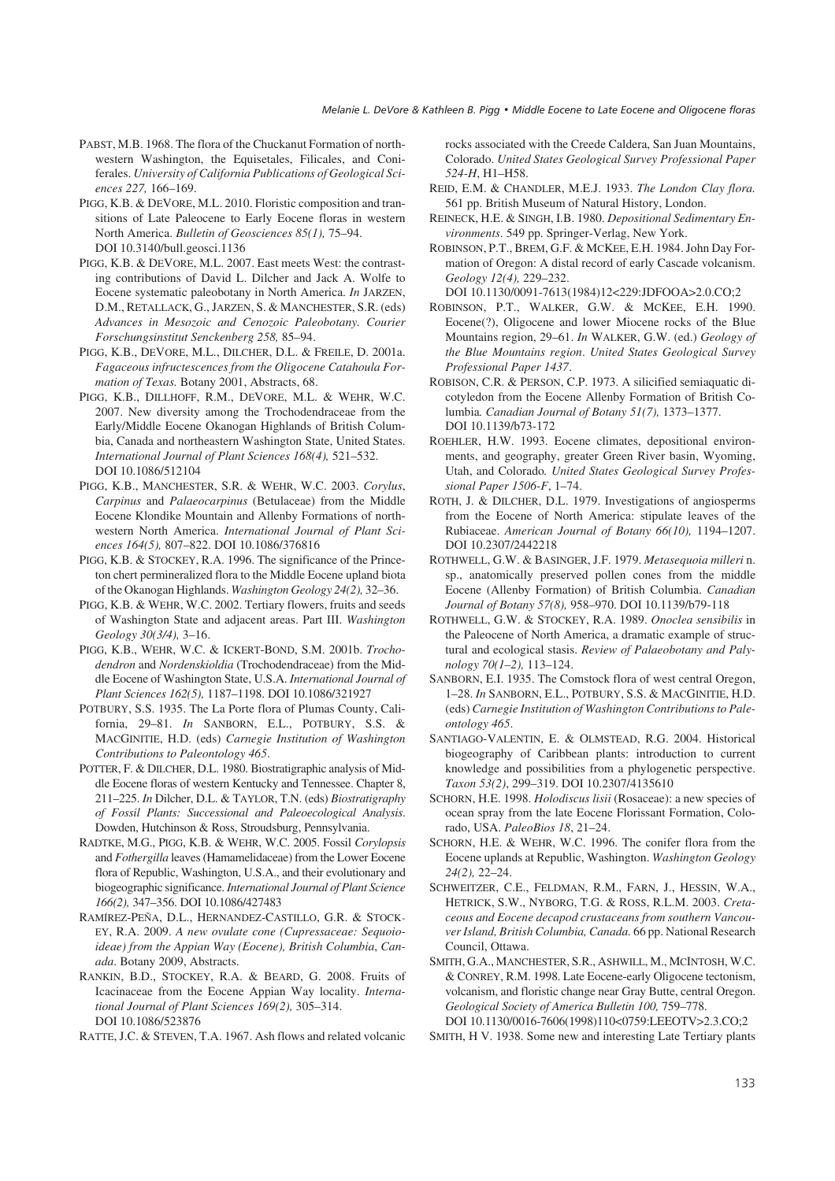PABST, M.B. 1968. The flora of the Chuckanut Formation of northwestern Washington, the Equisetales, Filicales, and Coniferales. *University of California Publications of Geological Sciences 227,* 166–169.

PIGG, K.B. & DEVORE, M.L. 2010. Floristic composition and transitions of Late Paleocene to Early Eocene floras in western North America. *Bulletin of Geosciences 85(1),* 75–94. DOI 10.3140/bull.geosci.1136

PIGG, K.B. & DEVORE, M.L. 2007. East meets West: the contrasting contributions of David L. Dilcher and Jack A. Wolfe to Eocene systematic paleobotany in North America. *In* JARZEN, D.M., RETALLACK, G., JARZEN, S. & MANCHESTER, S.R. (eds) *Advances in Mesozoic and Cenozoic Paleobotany. Courier Forschungsinstitut Senckenberg 258,* 85–94.

PIGG, K.B., DEVORE, M.L., DILCHER, D.L. & FREILE, D. 2001a. *Fagaceous infructescences from the Oligocene Catahoula Formation of Texas.* Botany 2001, Abstracts, 68.

PIGG, K.B., DILLHOFF, R.M., DEVORE, M.L. & WEHR, W.C. 2007. New diversity among the Trochodendraceae from the Early/Middle Eocene Okanogan Highlands of British Columbia, Canada and northeastern Washington State, United States. *International Journal of Plant Sciences 168(4),* 521–532. DOI 10.1086/512104

PIGG, K.B., MANCHESTER, S.R. & WEHR, W.C. 2003. *Corylus*, *Carpinus* and *Palaeocarpinus* (Betulaceae) from the Middle Eocene Klondike Mountain and Allenby Formations of northwestern North America. *International Journal of Plant Sciences 164(5),* 807–822. DOI 10.1086/376816

PIGG, K.B. & STOCKEY, R.A. 1996. The significance of the Princeton chert permineralized flora to the Middle Eocene upland biota of the Okanogan Highlands. *Washington Geology 24(2),* 32–36.

PIGG, K.B. & WEHR, W.C. 2002. Tertiary flowers, fruits and seeds of Washington State and adjacent areas. Part III. *Washington Geology 30(3/4),* 3–16.

PIGG, K.B., WEHR, W.C. & ICKERT-BOND, S.M. 2001b. *Trochodendron* and *Nordenskioldia* (Trochodendraceae) from the Middle Eocene of Washington State, U.S.A. *International Journal of Plant Sciences 162(5),* 1187–1198. DOI 10.1086/321927

POTBURY, S.S. 1935. The La Porte flora of Plumas County, California, 29–81. *In* SANBORN, E.L., POTBURY, S.S. & MACGINITIE, H.D. (eds) *Carnegie Institution of Washington Contributions to Paleontology 465*.

POTTER, F. & DILCHER, D.L. 1980. Biostratigraphic analysis of Middle Eocene floras of western Kentucky and Tennessee. Chapter 8, 211–225. *In* Dilcher, D.L. & TAYLOR, T.N. (eds) *Biostratigraphy of Fossil Plants: Successional and Paleoecological Analysis*. Dowden, Hutchinson & Ross, Stroudsburg, Pennsylvania.

RADTKE, M.G., PIGG, K.B. & WEHR, W.C. 2005. Fossil *Corylopsis* and *Fothergilla* leaves (Hamamelidaceae) from the Lower Eocene flora of Republic, Washington, U.S.A., and their evolutionary and biogeographic significance. *International Journal of Plant Science 166(2),* 347–356. DOI 10.1086/427483

RAMÍREZ-PEÑA, D.L., HERNANDEZ-CASTILLO, G.R. & STOCKEY, R.A. 2009. *A new ovulate cone (Cupressaceae: Sequoioideae) from the Appian Way (Eocene), British Columbia, Canada*. Botany 2009, Abstracts.

RANKIN, B.D., STOCKEY, R.A. & BEARD, G. 2008. Fruits of Icacinaceae from the Eocene Appian Way locality. *International Journal of Plant Sciences 169(2),* 305–314. DOI 10.1086/523876

RATTE, J.C. & STEVEN, T.A. 1967. Ash flows and related volcanic rocks associated with the Creede Caldera, San Juan Mountains, Colorado. *United States Geological Survey Professional Paper 524-H*, H1–H58.

REID, E.M. & CHANDLER, M.E.J. 1933. *The London Clay flora.* 561 pp. British Museum of Natural History, London.

REINECK, H.E. & SINGH, I.B. 1980. *Depositional Sedimentary Environments*. 549 pp. Springer-Verlag, New York.

ROBINSON, P.T., BREM, G.F. & MCKEE, E.H. 1984. John Day Formation of Oregon: A distal record of early Cascade volcanism. *Geology 12(4),* 229–232. DOI 10.1130/0091-7613(1984)12<229:JDFOOA>2.0.CO;2

ROBINSON, P.T., WALKER, G.W. & MCKEE, E.H. 1990. Eocene(?), Oligocene and lower Miocene rocks of the Blue Mountains region, 29–61. *In* WALKER, G.W. (ed.) *Geology of the Blue Mountains region*. *United States Geological Survey Professional Paper 1437*.

ROBISON, C.R. & PERSON, C.P. 1973. A silicified semiaquatic dicotyledon from the Eocene Allenby Formation of British Columbia*. Canadian Journal of Botany 51(7),* 1373–1377. DOI 10.1139/b73-172

ROEHLER, H.W. 1993. Eocene climates, depositional environments, and geography, greater Green River basin, Wyoming, Utah, and Colorado*. United States Geological Survey Professional Paper 1506-F*, 1–74.

ROTH, J. & DILCHER, D.L. 1979. Investigations of angiosperms from the Eocene of North America: stipulate leaves of the Rubiaceae. *American Journal of Botany 66(10),* 1194–1207. DOI 10.2307/2442218

ROTHWELL, G.W. & BASINGER, J.F. 1979. *Metasequoia milleri* n. sp., anatomically preserved pollen cones from the middle Eocene (Allenby Formation) of British Columbia. *Canadian Journal of Botany 57(8),* 958–970. DOI 10.1139/b79-118

ROTHWELL, G.W. & STOCKEY, R.A. 1989. *Onoclea sensibilis* in the Paleocene of North America, a dramatic example of structural and ecological stasis. *Review of Palaeobotany and Palynology 70(1–2),* 113–124.

SANBORN, E.I. 1935. The Comstock flora of west central Oregon, 1–28. *In* SANBORN, E.L., POTBURY, S.S. & MACGINITIE, H.D. (eds) *Carnegie Institution of Washington Contributions to Paleontology 465.*

SANTIAGO-VALENTIN, E. & OLMSTEAD, R.G. 2004. Historical biogeography of Caribbean plants: introduction to current knowledge and possibilities from a phylogenetic perspective. *Taxon 53(2)*, 299–319. DOI 10.2307/4135610

SCHORN, H.E. 1998. *Holodiscus lisii* (Rosaceae): a new species of ocean spray from the late Eocene Florissant Formation, Colorado, USA. *PaleoBios 18*, 21–24.

SCHORN, H.E. & WEHR, W.C. 1996. The conifer flora from the Eocene uplands at Republic, Washington. *Washington Geology 24(2),* 22–24.

SCHWEITZER, C.E., FELDMAN, R.M., FARN, J., HESSIN, W.A., HETRICK, S.W., NYBORG, T.G. & ROSS, R.L.M. 2003. *Cretaceous and Eocene decapod crustaceans from southern Vancouver Island, British Columbia, Canada*. 66 pp. National Research Council, Ottawa.

SMITH, G.A., MANCHESTER, S.R., ASHWILL, M., MCINTOSH, W.C. & CONREY, R.M. 1998. Late Eocene-early Oligocene tectonism, volcanism, and floristic change near Gray Butte, central Oregon. *Geological Society of America Bulletin 100,* 759–778. DOI 10.1130/0016-7606(1998)110<0759:LEEOTV>2.3.CO;2

SMITH, H V. 1938. Some new and interesting Late Tertiary plants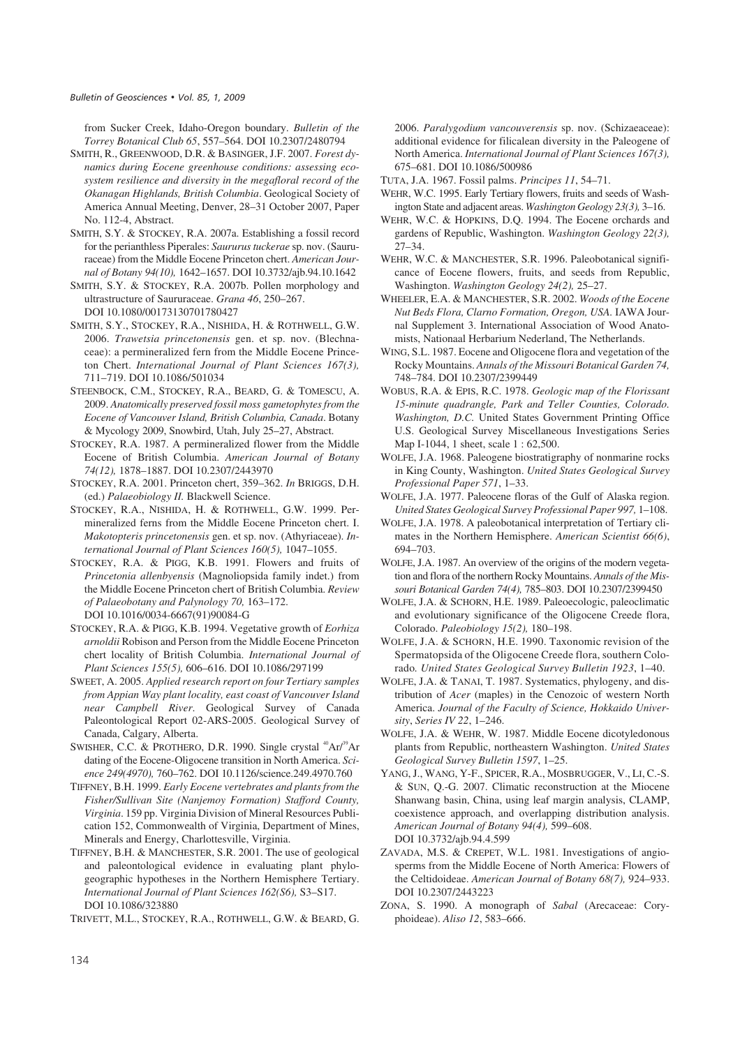from Sucker Creek, Idaho-Oregon boundary. *Bulletin of the Torrey Botanical Club 65*, 557–564. DOI 10.2307/2480794

SMITH, R., GREENWOOD, D.R. & BASINGER, J.F. 2007. *Forest dynamics during Eocene greenhouse conditions: assessing ecosystem resilience and diversity in the megafloral record of the Okanagan Highlands, British Columbia*. Geological Society of America Annual Meeting, Denver, 28–31 October 2007, Paper No. 112-4, Abstract.

SMITH, S.Y. & STOCKEY, R.A. 2007a. Establishing a fossil record for the perianthless Piperales: *Saururus tuckerae* sp. nov. (Saururaceae) from the Middle Eocene Princeton chert. *American Journal of Botany 94(10),* 1642–1657. DOI 10.3732/ajb.94.10.1642

SMITH, S.Y. & STOCKEY, R.A. 2007b. Pollen morphology and ultrastructure of Saururaceae. *Grana 46*, 250–267. DOI 10.1080/00173130701780427

SMITH, S.Y., STOCKEY, R.A., NISHIDA, H. & ROTHWELL, G.W. 2006. *Trawetsia princetonensis* gen. et sp. nov. (Blechnaceae): a permineralized fern from the Middle Eocene Princeton Chert. *International Journal of Plant Sciences 167(3),* 711–719. DOI 10.1086/501034

STEENBOCK, C.M., STOCKEY, R.A., BEARD, G. & TOMESCU, A. 2009. *Anatomically preserved fossil moss gametophytes from the Eocene of Vancouver Island, British Columbia, Canada*. Botany & Mycology 2009, Snowbird, Utah, July 25–27, Abstract.

STOCKEY, R.A. 1987. A permineralized flower from the Middle Eocene of British Columbia. *American Journal of Botany 74(12),* 1878–1887. DOI 10.2307/2443970

STOCKEY, R.A. 2001. Princeton chert, 359–362. *In* BRIGGS, D.H. (ed.) *Palaeobiology II.* Blackwell Science.

STOCKEY, R.A., NISHIDA, H. & ROTHWELL, G.W. 1999. Permineralized ferns from the Middle Eocene Princeton chert. I. *Makotopteris princetonensis* gen. et sp. nov. (Athyriaceae). *International Journal of Plant Sciences 160(5),* 1047–1055.

STOCKEY, R.A. & PIGG, K.B. 1991. Flowers and fruits of *Princetonia allenbyensis* (Magnoliopsida family indet.) from the Middle Eocene Princeton chert of British Columbia. *Review of Palaeobotany and Palynology 70,* 163–172. DOI 10.1016/0034-6667(91)90084-G

STOCKEY, R.A. & PIGG, K.B. 1994. Vegetative growth of *Eorhiza arnoldii* Robison and Person from the Middle Eocene Princeton chert locality of British Columbia. *International Journal of Plant Sciences 155(5),* 606–616. DOI 10.1086/297199

SWEET, A. 2005. *Applied research report on four Tertiary samples from Appian Way plant locality, east coast of Vancouver Island near Campbell River*. Geological Survey of Canada Paleontological Report 02-ARS-2005. Geological Survey of Canada, Calgary, Alberta.

SWISHER, C.C. & PROTHERO, D.R. 1990. Single crystal $^{40}$Ar/$^{39}$Ar dating of the Eocene-Oligocene transition in North America. *Science 249(4970),* 760–762. DOI 10.1126/science.249.4970.760

TIFFNEY, B.H. 1999. *Early Eocene vertebrates and plants from the Fisher/Sullivan Site (Nanjemoy Formation) Stafford County, Virginia*. 159 pp. Virginia Division of Mineral Resources Publication 152, Commonwealth of Virginia, Department of Mines, Minerals and Energy, Charlottesville, Virginia.

TIFFNEY, B.H. & MANCHESTER, S.R. 2001. The use of geological and paleontological evidence in evaluating plant phylogeographic hypotheses in the Northern Hemisphere Tertiary. *International Journal of Plant Sciences 162(S6),* S3–S17. DOI 10.1086/323880

TRIVETT, M.L., STOCKEY, R.A., ROTHWELL, G.W. & BEARD, G. 2006. *Paralygodium vancouverensis* sp. nov. (Schizaeaceae): additional evidence for filicalean diversity in the Paleogene of North America. *International Journal of Plant Sciences 167(3),* 675–681. DOI 10.1086/500986

TUTA, J.A. 1967. Fossil palms. *Principes 11*, 54–71.

WEHR, W.C. 1995. Early Tertiary flowers, fruits and seeds of Washington State and adjacent areas. *Washington Geology 23(3),* 3–16.

WEHR, W.C. & HOPKINS, D.Q. 1994. The Eocene orchards and gardens of Republic, Washington. *Washington Geology 22(3),* 27–34.

WEHR, W.C. & MANCHESTER, S.R. 1996. Paleobotanical significance of Eocene flowers, fruits, and seeds from Republic, Washington. *Washington Geology 24(2),* 25–27.

WHEELER, E.A. & MANCHESTER, S.R. 2002. *Woods of the Eocene Nut Beds Flora, Clarno Formation, Oregon, USA*. IAWA Journal Supplement 3. International Association of Wood Anatomists, Nationaal Herbarium Nederland, The Netherlands.

WING, S.L. 1987. Eocene and Oligocene flora and vegetation of the Rocky Mountains. *Annals of the Missouri Botanical Garden 74,* 748–784. DOI 10.2307/2399449

WOBUS, R.A. & EPIS, R.C. 1978. *Geologic map of the Florissant 15-minute quadrangle, Park and Teller Counties, Colorado. Washington, D.C.* United States Government Printing Office U.S. Geological Survey Miscellaneous Investigations Series Map I-1044, 1 sheet, scale 1 : 62,500.

WOLFE, J.A. 1968. Paleogene biostratigraphy of nonmarine rocks in King County, Washington. *United States Geological Survey Professional Paper 571*, 1–33.

WOLFE, J.A. 1977. Paleocene floras of the Gulf of Alaska region. *United States Geological Survey Professional Paper 997,* 1–108.

WOLFE, J.A. 1978. A paleobotanical interpretation of Tertiary climates in the Northern Hemisphere. *American Scientist 66(6)*, 694–703.

WOLFE, J.A. 1987. An overview of the origins of the modern vegetation and flora of the northern Rocky Mountains. *Annals of the Missouri Botanical Garden 74(4),* 785–803. DOI 10.2307/2399450

WOLFE, J.A. & SCHORN, H.E. 1989. Paleoecologic, paleoclimatic and evolutionary significance of the Oligocene Creede flora, Colorado. *Paleobiology 15(2),* 180–198.

WOLFE, J.A. & SCHORN, H.E. 1990. Taxonomic revision of the Spermatopsida of the Oligocene Creede flora, southern Colorado. *United States Geological Survey Bulletin 1923*, 1–40.

WOLFE, J.A. & TANAI, T. 1987. Systematics, phylogeny, and distribution of *Acer* (maples) in the Cenozoic of western North America. *Journal of the Faculty of Science, Hokkaido University*, *Series IV 22*, 1–246.

WOLFE, J.A. & WEHR, W. 1987. Middle Eocene dicotyledonous plants from Republic, northeastern Washington. *United States Geological Survey Bulletin 1597*, 1–25.

YANG, J., WANG, Y-F., SPICER, R.A., MOSBRUGGER, V., LI, C.-S. & SUN, Q.-G. 2007. Climatic reconstruction at the Miocene Shanwang basin, China, using leaf margin analysis, CLAMP, coexistence approach, and overlapping distribution analysis. *American Journal of Botany 94(4),* 599–608. DOI 10.3732/ajb.94.4.599

ZAVADA, M.S. & CREPET, W.L. 1981. Investigations of angiosperms from the Middle Eocene of North America: Flowers of the Celtidoideae. *American Journal of Botany 68(7),* 924–933. DOI 10.2307/2443223

ZONA, S. 1990. A monograph of *Sabal* (Arecaceae: Coryphoideae). *Aliso 12*, 583–666.